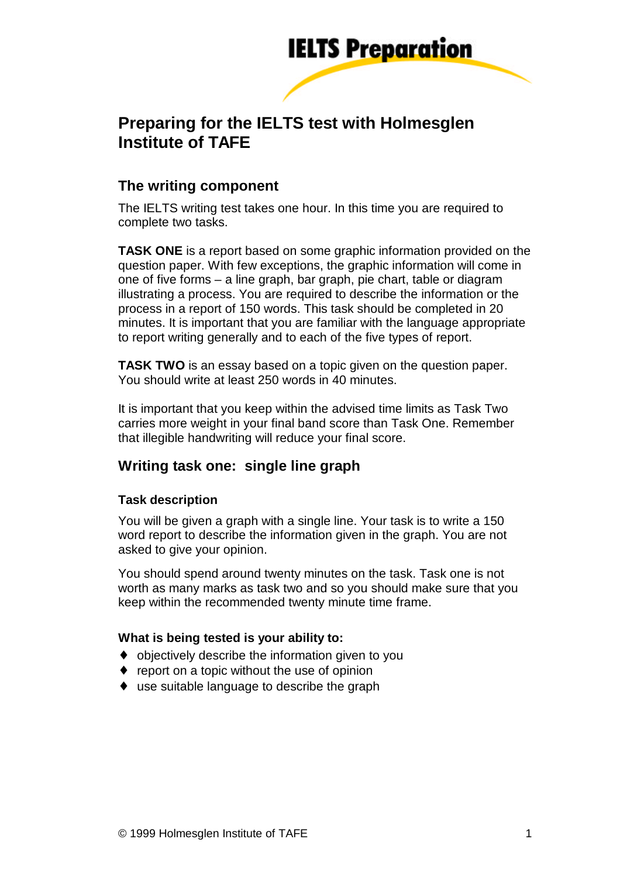**IELTS Preparation**

# Preparing for the IELTS test with Holmesglen Institute of TAFE

## The writing component

The IELTS writing test takes one hour. In this time you are required to complete two tasks.

**TASK ONE** is a report based on some graphic information provided on the question paper. With few exceptions, the graphic information will come in one of five forms – a line graph, bar graph, pie chart, table or diagram illustrating a process. You are required to describe the information or the process in a report of 150 words. This task should be completed in 20 minutes. It is important that you are familiar with the language appropriate to report writing generally and to each of the five types of report.

**TASK TWO** is an essay based on a topic given on the question paper. You should write at least 250 words in 40 minutes.

It is important that you keep within the advised time limits as Task Two carries more weight in your final band score than Task One. Remember that illegible handwriting will reduce your final score.

## Writing task one: single line graph

### Task description

You will be given a graph with a single line. Your task is to write a 150 word report to describe the information given in the graph. You are not asked to give your opinion.

You should spend around twenty minutes on the task. Task one is not worth as many marks as task two and so you should make sure that you keep within the recommended twenty minute time frame.

### What is being tested is your ability to:

- objectively describe the information given to you
- report on a topic without the use of opinion
- use suitable language to describe the graph

© 1999 Holmesglen Institute of TAFE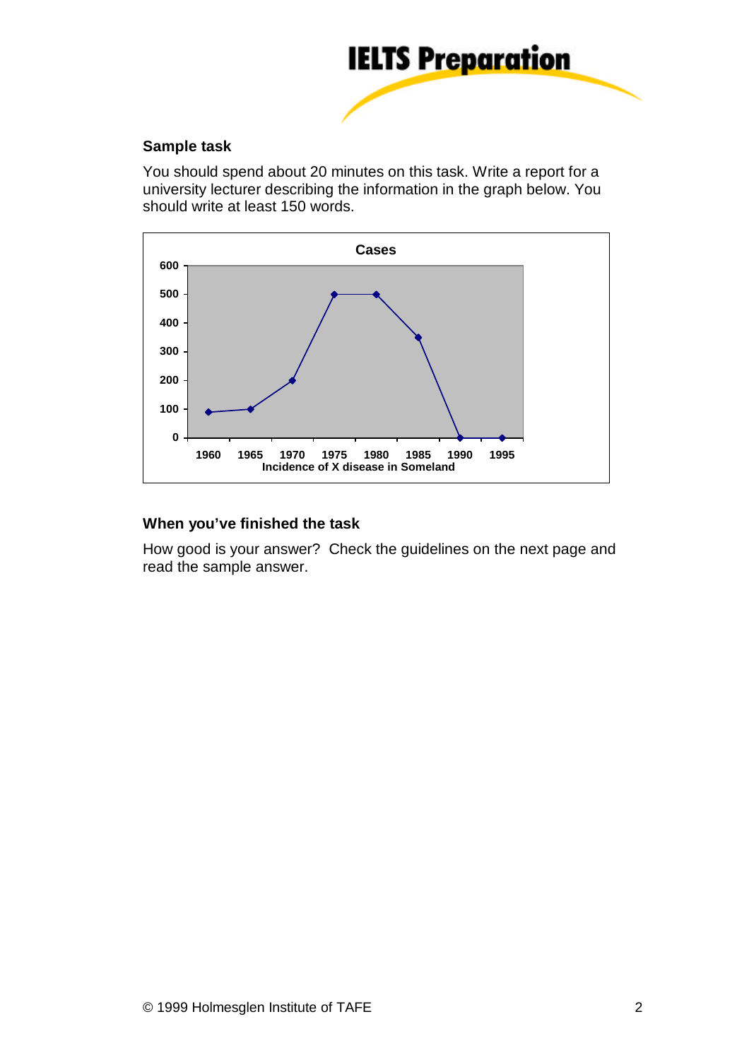### Sample task

You should spend about 20 minutes on this task. Write a report for a university lecturer describing the information in the graph below. You should write at least 150 words.

**Cases**

**Incidence of X disease in Someland**

### When you've finished the task

How good is your answer? Check the guidelines on the next page and read the sample answer.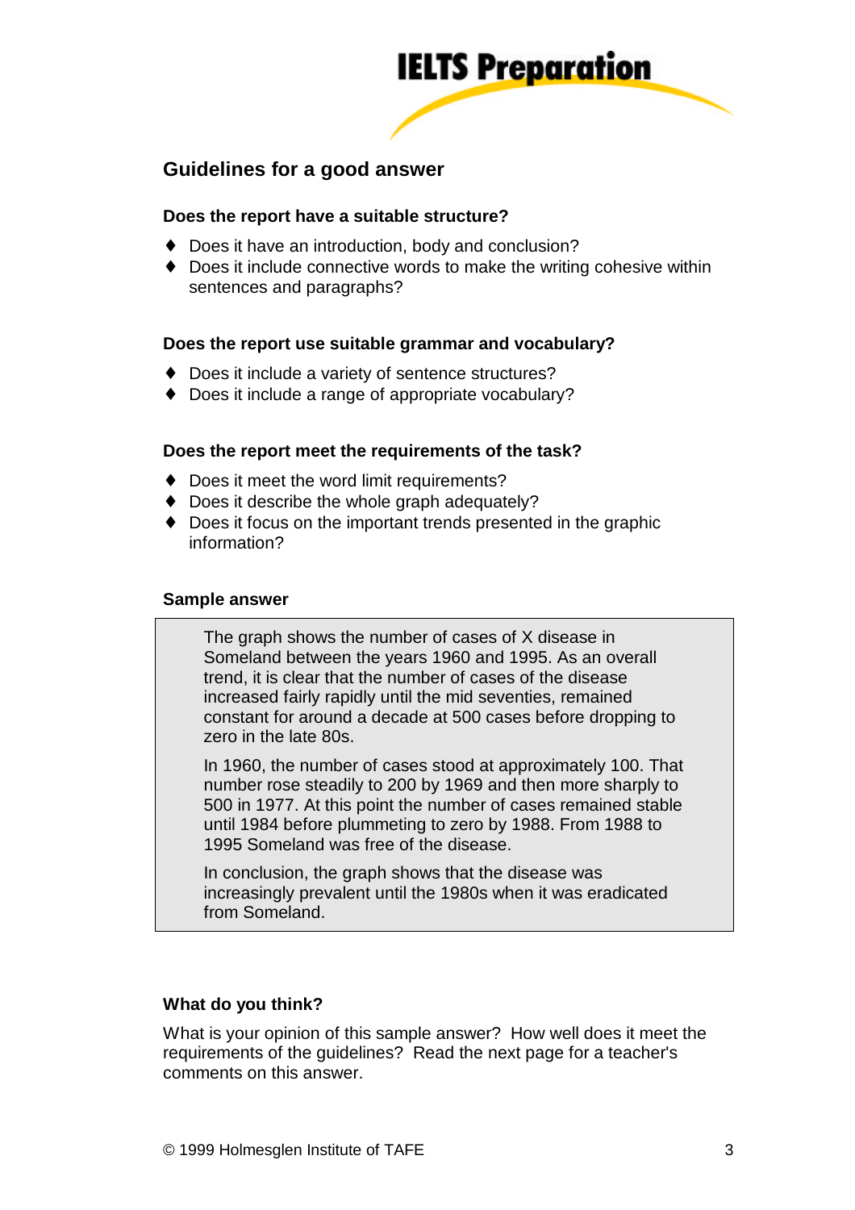## Guidelines for a good answer

### Does the report have a suitable structure?

- Does it have an introduction, body and conclusion?
- Does it include connective words to make the writing cohesive within sentences and paragraphs?

### Does the report use suitable grammar and vocabulary?

- Does it include a variety of sentence structures?
- Does it include a range of appropriate vocabulary?

### Does the report meet the requirements of the task?

- Does it meet the word limit requirements?
- Does it describe the whole graph adequately?
- Does it focus on the important trends presented in the graphic information?

### Sample answer

> The graph shows the number of cases of X disease in Someland between the years 1960 and 1995. As an overall trend, it is clear that the number of cases of the disease increased fairly rapidly until the mid seventies, remained constant for around a decade at 500 cases before dropping to zero in the late 80s.
>
> In 1960, the number of cases stood at approximately 100. That number rose steadily to 200 by 1969 and then more sharply to 500 in 1977. At this point the number of cases remained stable until 1984 before plummeting to zero by 1988. From 1988 to 1995 Someland was free of the disease.
>
> In conclusion, the graph shows that the disease was increasingly prevalent until the 1980s when it was eradicated from Someland.

### What do you think?

What is your opinion of this sample answer? How well does it meet the requirements of the guidelines? Read the next page for a teacher's comments on this answer.

© 1999 Holmesglen Institute of TAFE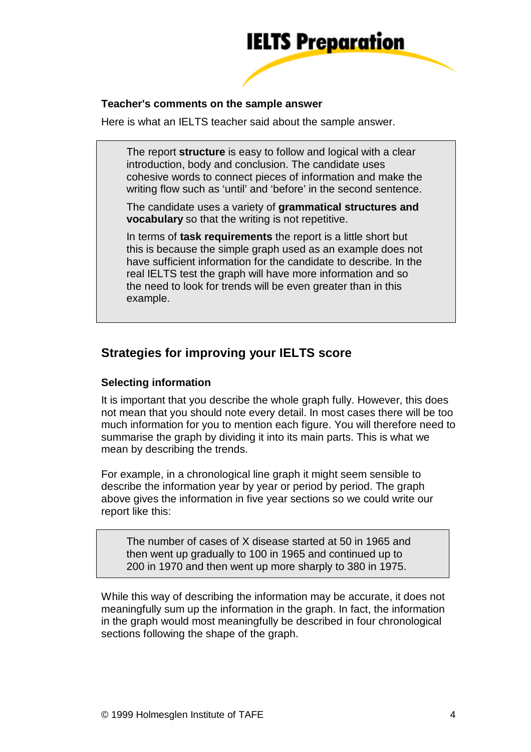#### Teacher's comments on the sample answer

Here is what an IELTS teacher said about the sample answer.

> The report **structure** is easy to follow and logical with a clear introduction, body and conclusion. The candidate uses cohesive words to connect pieces of information and make the writing flow such as 'until' and 'before' in the second sentence.
>
> The candidate uses a variety of **grammatical structures and vocabulary** so that the writing is not repetitive.
>
> In terms of **task requirements** the report is a little short but this is because the simple graph used as an example does not have sufficient information for the candidate to describe. In the real IELTS test the graph will have more information and so the need to look for trends will be even greater than in this example.

## Strategies for improving your IELTS score

#### Selecting information

It is important that you describe the whole graph fully. However, this does not mean that you should note every detail. In most cases there will be too much information for you to mention each figure. You will therefore need to summarise the graph by dividing it into its main parts. This is what we mean by describing the trends.

For example, in a chronological line graph it might seem sensible to describe the information year by year or period by period. The graph above gives the information in five year sections so we could write our report like this:

> The number of cases of X disease started at 50 in 1965 and then went up gradually to 100 in 1965 and continued up to 200 in 1970 and then went up more sharply to 380 in 1975.

While this way of describing the information may be accurate, it does not meaningfully sum up the information in the graph. In fact, the information in the graph would most meaningfully be described in four chronological sections following the shape of the graph.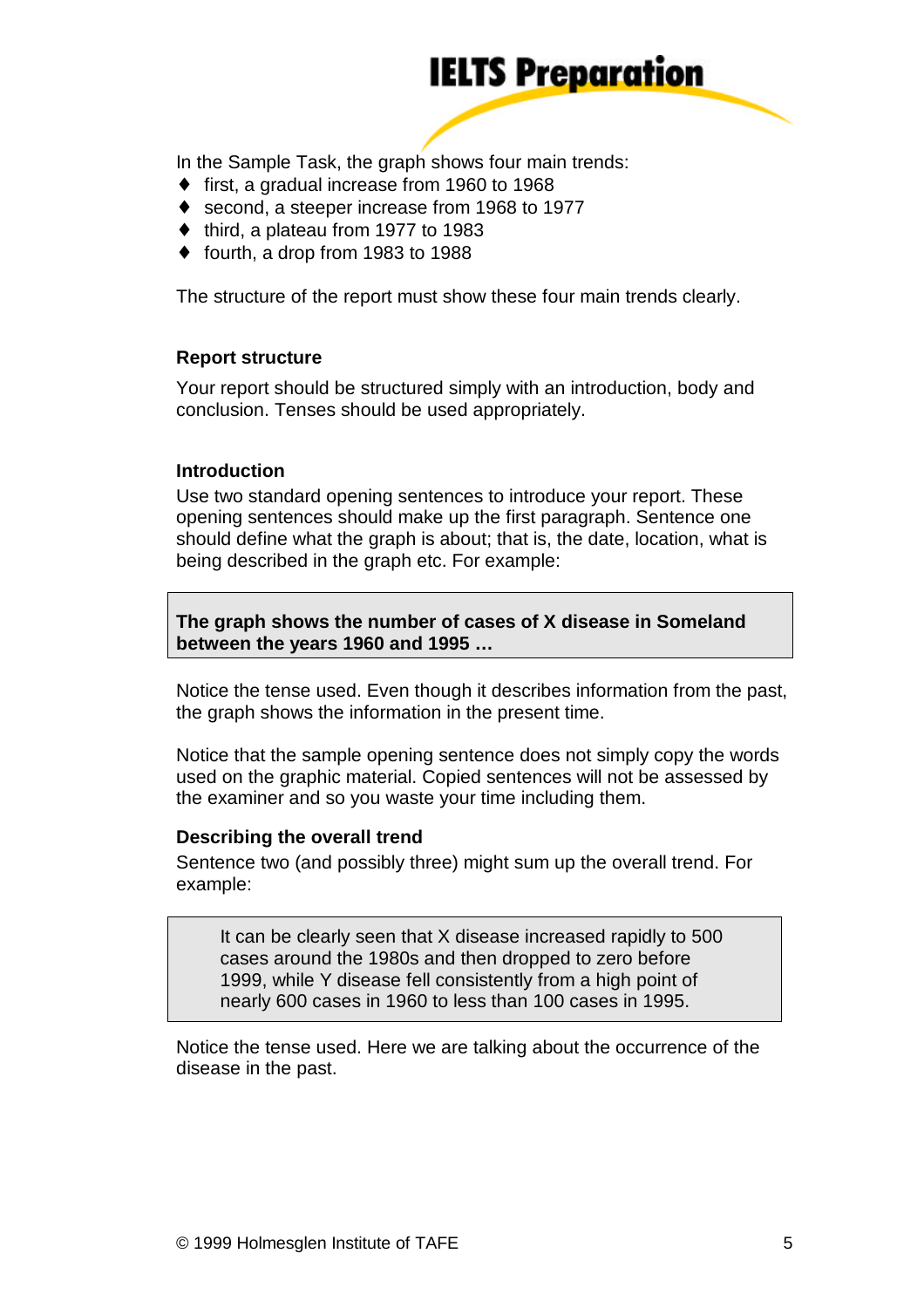In the Sample Task, the graph shows four main trends:

- first, a gradual increase from 1960 to 1968
- second, a steeper increase from 1968 to 1977
- third, a plateau from 1977 to 1983
- fourth, a drop from 1983 to 1988

The structure of the report must show these four main trends clearly.

### Report structure

Your report should be structured simply with an introduction, body and conclusion. Tenses should be used appropriately.

### Introduction

Use two standard opening sentences to introduce your report. These opening sentences should make up the first paragraph. Sentence one should define what the graph is about; that is, the date, location, what is being described in the graph etc. For example:

> **The graph shows the number of cases of X disease in Someland between the years 1960 and 1995 …**

Notice the tense used. Even though it describes information from the past, the graph shows the information in the present time.

Notice that the sample opening sentence does not simply copy the words used on the graphic material. Copied sentences will not be assessed by the examiner and so you waste your time including them.

### Describing the overall trend

Sentence two (and possibly three) might sum up the overall trend. For example:

> It can be clearly seen that X disease increased rapidly to 500 cases around the 1980s and then dropped to zero before 1999, while Y disease fell consistently from a high point of nearly 600 cases in 1960 to less than 100 cases in 1995.

Notice the tense used. Here we are talking about the occurrence of the disease in the past.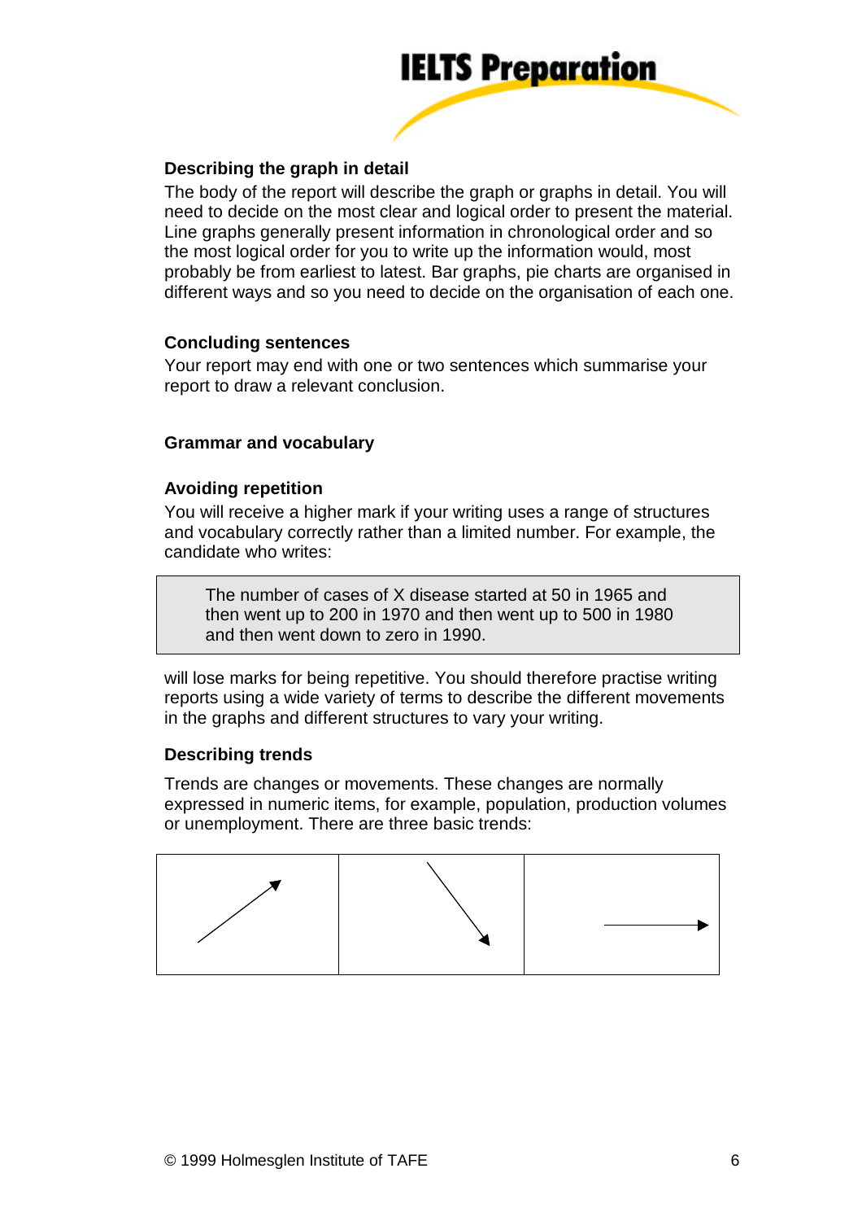### Describing the graph in detail

The body of the report will describe the graph or graphs in detail. You will need to decide on the most clear and logical order to present the material. Line graphs generally present information in chronological order and so the most logical order for you to write up the information would, most probably be from earliest to latest. Bar graphs, pie charts are organised in different ways and so you need to decide on the organisation of each one.

### Concluding sentences

Your report may end with one or two sentences which summarise your report to draw a relevant conclusion.

## Grammar and vocabulary

### Avoiding repetition

You will receive a higher mark if your writing uses a range of structures and vocabulary correctly rather than a limited number. For example, the candidate who writes:

> The number of cases of X disease started at 50 in 1965 and then went up to 200 in 1970 and then went up to 500 in 1980 and then went down to zero in 1990.

will lose marks for being repetitive. You should therefore practise writing reports using a wide variety of terms to describe the different movements in the graphs and different structures to vary your writing.

### Describing trends

Trends are changes or movements. These changes are normally expressed in numeric items, for example, population, production volumes or unemployment. There are three basic trends:

| ↗ | ↘ | → |
|---|---|---|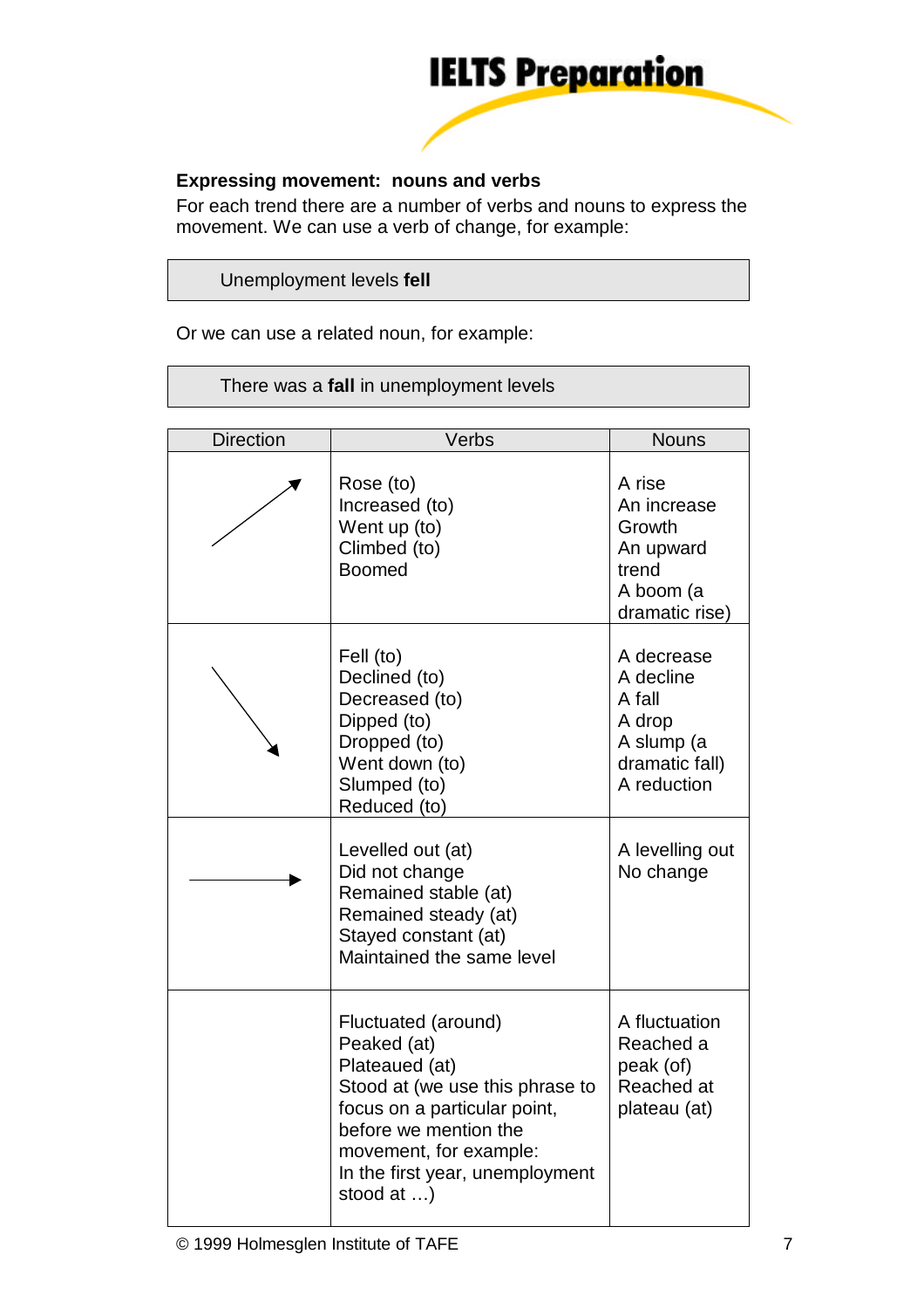## Expressing movement: nouns and verbs

For each trend there are a number of verbs and nouns to express the movement. We can use a verb of change, for example:

> Unemployment levels **fell**

Or we can use a related noun, for example:

> There was a **fall** in unemployment levels

| Direction | Verbs | Nouns |
|---|---|---|
| ↗ | Rose (to)<br>Increased (to)<br>Went up (to)<br>Climbed (to)<br>Boomed | A rise<br>An increase<br>Growth<br>An upward trend<br>A boom (a dramatic rise) |
| ↘ | Fell (to)<br>Declined (to)<br>Decreased (to)<br>Dipped (to)<br>Dropped (to)<br>Went down (to)<br>Slumped (to)<br>Reduced (to) | A decrease<br>A decline<br>A fall<br>A drop<br>A slump (a dramatic fall)<br>A reduction |
| → | Levelled out (at)<br>Did not change<br>Remained stable (at)<br>Remained steady (at)<br>Stayed constant (at)<br>Maintained the same level | A levelling out<br>No change |
| | Fluctuated (around)<br>Peaked (at)<br>Plateaued (at)<br>Stood at (we use this phrase to focus on a particular point, before we mention the movement, for example:<br>In the first year, unemployment stood at …) | A fluctuation<br>Reached a peak (of)<br>Reached at plateau (at) |

© 1999 Holmesglen Institute of TAFE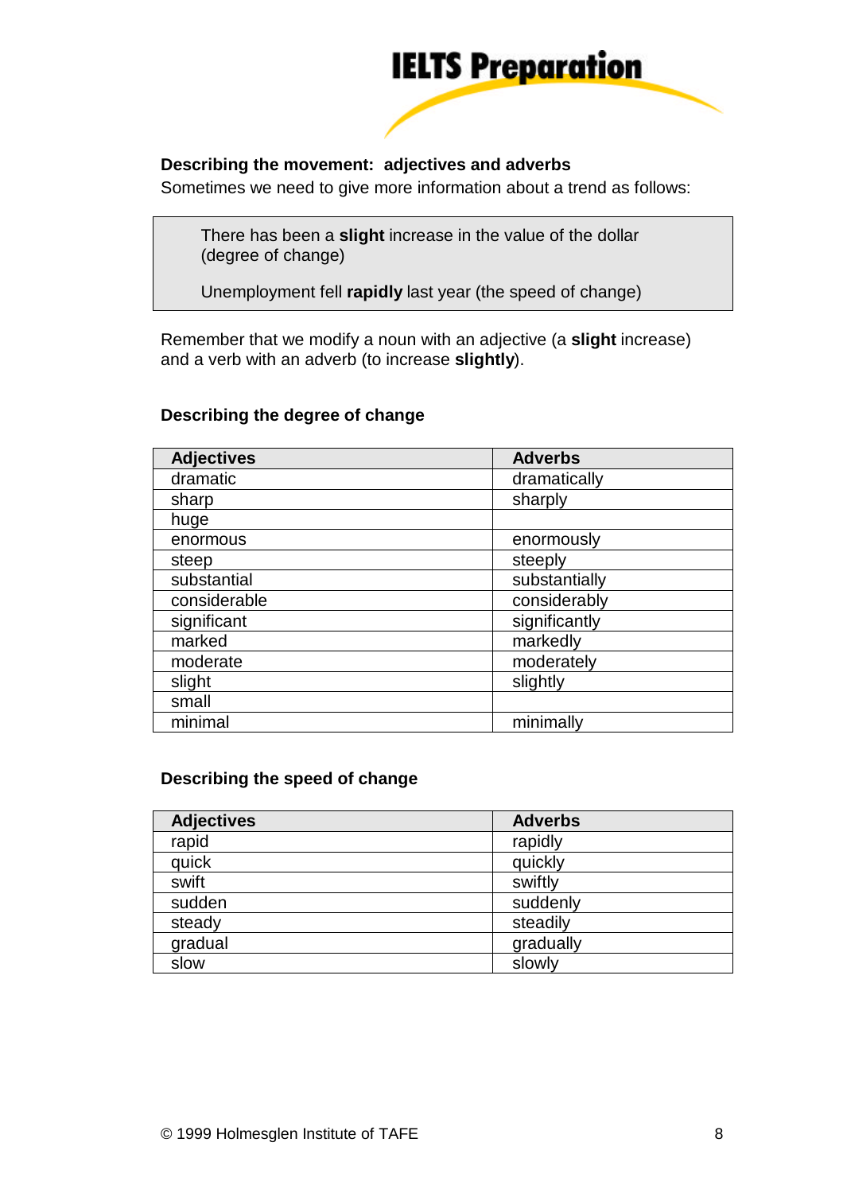## Describing the movement: adjectives and adverbs

Sometimes we need to give more information about a trend as follows:

> There has been a **slight** increase in the value of the dollar (degree of change)
>
> Unemployment fell **rapidly** last year (the speed of change)

Remember that we modify a noun with an adjective (a **slight** increase) and a verb with an adverb (to increase **slightly**).

### Describing the degree of change

| Adjectives | Adverbs |
| --- | --- |
| dramatic | dramatically |
| sharp | sharply |
| huge | |
| enormous | enormously |
| steep | steeply |
| substantial | substantially |
| considerable | considerably |
| significant | significantly |
| marked | markedly |
| moderate | moderately |
| slight | slightly |
| small | |
| minimal | minimally |

### Describing the speed of change

| Adjectives | Adverbs |
| --- | --- |
| rapid | rapidly |
| quick | quickly |
| swift | swiftly |
| sudden | suddenly |
| steady | steadily |
| gradual | gradually |
| slow | slowly |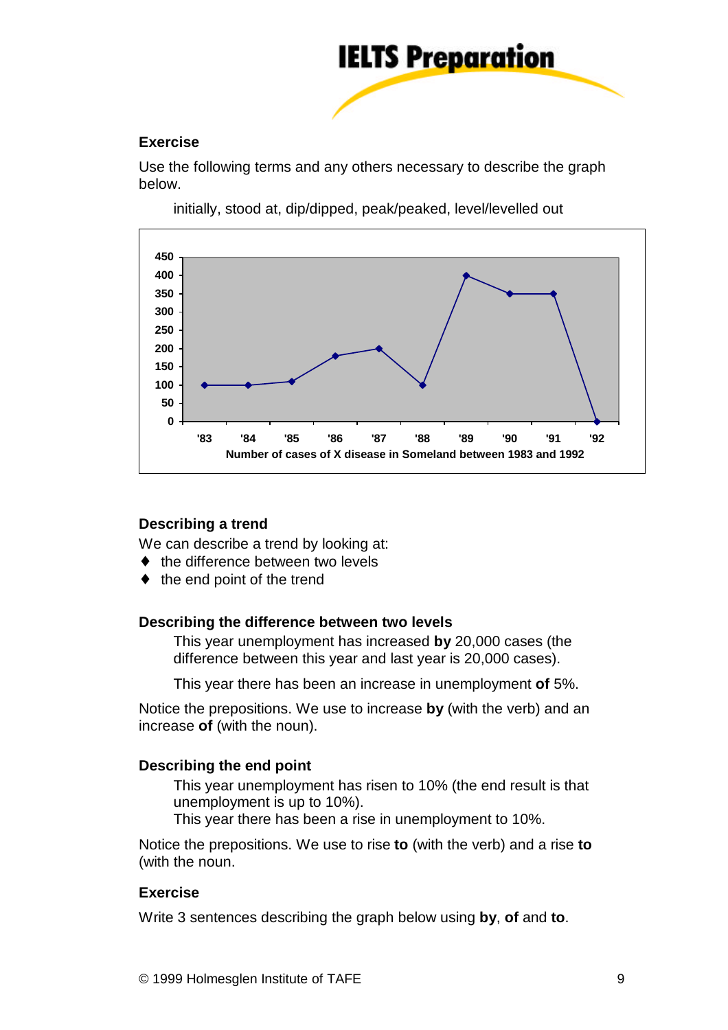### Exercise

Use the following terms and any others necessary to describe the graph below.

> initially, stood at, dip/dipped, peak/peaked, level/levelled out

Number of cases of X disease in Someland between 1983 and 1992

### Describing a trend

We can describe a trend by looking at:

- the difference between two levels
- the end point of the trend

### Describing the difference between two levels

> This year unemployment has increased **by** 20,000 cases (the difference between this year and last year is 20,000 cases).
>
> This year there has been an increase in unemployment **of** 5%.

Notice the prepositions. We use to increase **by** (with the verb) and an increase **of** (with the noun).

### Describing the end point

> This year unemployment has risen to 10% (the end result is that unemployment is up to 10%).
> This year there has been a rise in unemployment to 10%.

Notice the prepositions. We use to rise **to** (with the verb) and a rise **to** (with the noun.

### Exercise

Write 3 sentences describing the graph below using **by**, **of** and **to**.

© 1999 Holmesglen Institute of TAFE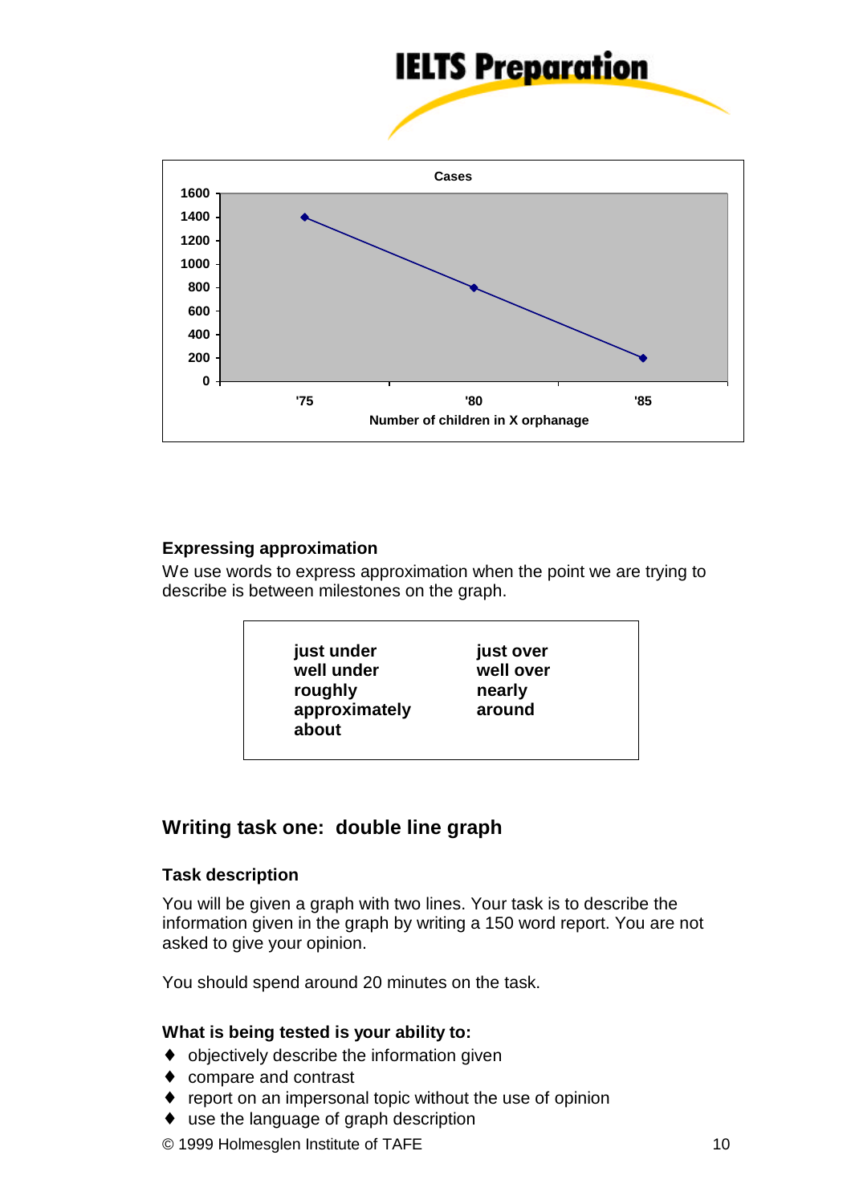Cases

1600
1400
1200
1000
800
600
400
200
0

'75 '80 '85

Number of children in X orphanage

### Expressing approximation

We use words to express approximation when the point we are trying to describe is between milestones on the graph.

| | |
|---|---|
| **just under** | **just over** |
| **well under** | **well over** |
| **roughly** | **nearly** |
| **approximately** | **around** |
| **about** | |

## Writing task one: double line graph

### Task description

You will be given a graph with two lines. Your task is to describe the information given in the graph by writing a 150 word report. You are not asked to give your opinion.

You should spend around 20 minutes on the task.

### What is being tested is your ability to:

- objectively describe the information given
- compare and contrast
- report on an impersonal topic without the use of opinion
- use the language of graph description

© 1999 Holmesglen Institute of TAFE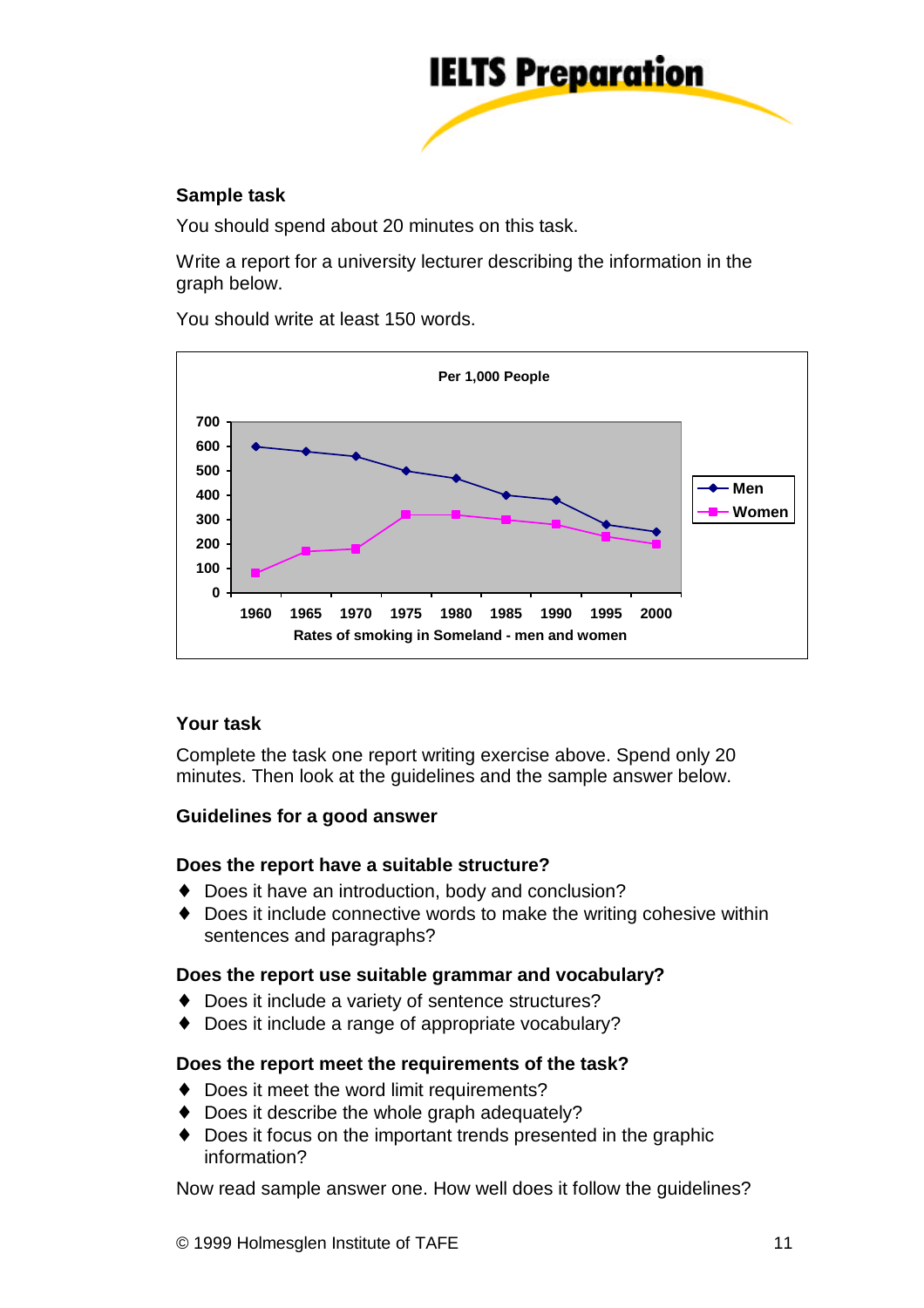**Sample task**

You should spend about 20 minutes on this task.

Write a report for a university lecturer describing the information in the graph below.

You should write at least 150 words.

Per 1,000 People

| | 1960 | 1965 | 1970 | 1975 | 1980 | 1985 | 1990 | 1995 | 2000 |
|---|---|---|---|---|---|---|---|---|---|
| Men | 600 | 580 | 560 | 500 | 470 | 400 | 380 | 280 | 250 |
| Women | 80 | 170 | 180 | 320 | 320 | 300 | 280 | 230 | 200 |

Rates of smoking in Someland - men and women

**Your task**

Complete the task one report writing exercise above. Spend only 20 minutes. Then look at the guidelines and the sample answer below.

**Guidelines for a good answer**

**Does the report have a suitable structure?**

- Does it have an introduction, body and conclusion?
- Does it include connective words to make the writing cohesive within sentences and paragraphs?

**Does the report use suitable grammar and vocabulary?**

- Does it include a variety of sentence structures?
- Does it include a range of appropriate vocabulary?

**Does the report meet the requirements of the task?**

- Does it meet the word limit requirements?
- Does it describe the whole graph adequately?
- Does it focus on the important trends presented in the graphic information?

Now read sample answer one. How well does it follow the guidelines?

© 1999 Holmesglen Institute of TAFE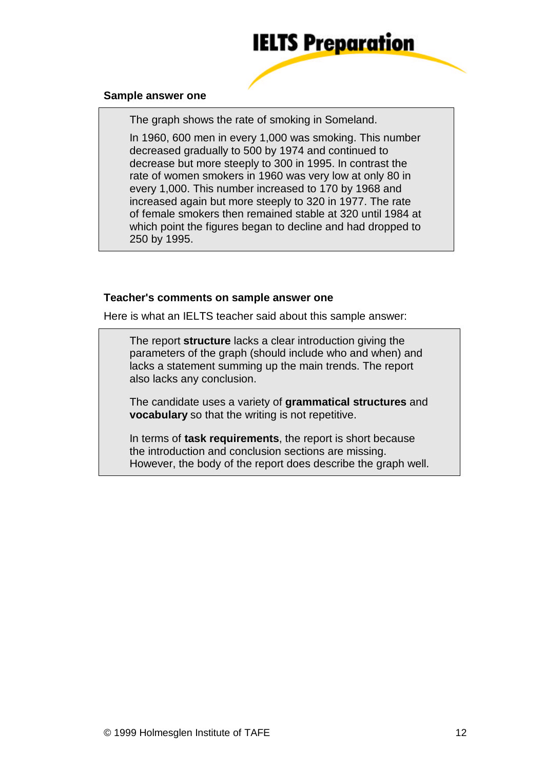**Sample answer one**

> The graph shows the rate of smoking in Someland.
>
> In 1960, 600 men in every 1,000 was smoking. This number decreased gradually to 500 by 1974 and continued to decrease but more steeply to 300 in 1995. In contrast the rate of women smokers in 1960 was very low at only 80 in every 1,000. This number increased to 170 by 1968 and increased again but more steeply to 320 in 1977. The rate of female smokers then remained stable at 320 until 1984 at which point the figures began to decline and had dropped to 250 by 1995.

**Teacher's comments on sample answer one**

Here is what an IELTS teacher said about this sample answer:

> The report **structure** lacks a clear introduction giving the parameters of the graph (should include who and when) and lacks a statement summing up the main trends. The report also lacks any conclusion.
>
> The candidate uses a variety of **grammatical structures** and **vocabulary** so that the writing is not repetitive.
>
> In terms of **task requirements**, the report is short because the introduction and conclusion sections are missing. However, the body of the report does describe the graph well.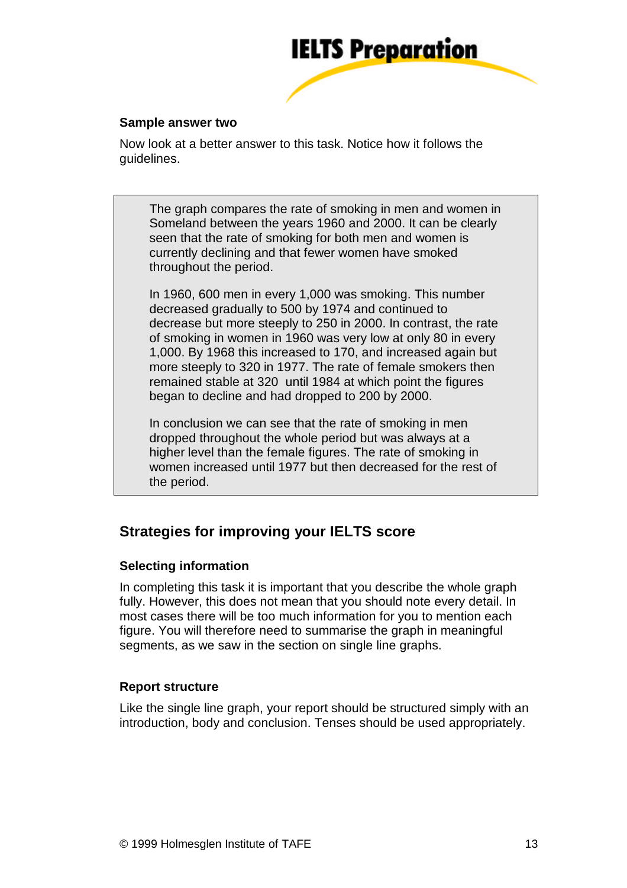### Sample answer two

Now look at a better answer to this task. Notice how it follows the guidelines.

> The graph compares the rate of smoking in men and women in Someland between the years 1960 and 2000. It can be clearly seen that the rate of smoking for both men and women is currently declining and that fewer women have smoked throughout the period.
>
> In 1960, 600 men in every 1,000 was smoking. This number decreased gradually to 500 by 1974 and continued to decrease but more steeply to 250 in 2000. In contrast, the rate of smoking in women in 1960 was very low at only 80 in every 1,000. By 1968 this increased to 170, and increased again but more steeply to 320 in 1977. The rate of female smokers then remained stable at 320 until 1984 at which point the figures began to decline and had dropped to 200 by 2000.
>
> In conclusion we can see that the rate of smoking in men dropped throughout the whole period but was always at a higher level than the female figures. The rate of smoking in women increased until 1977 but then decreased for the rest of the period.

## Strategies for improving your IELTS score

### Selecting information

In completing this task it is important that you describe the whole graph fully. However, this does not mean that you should note every detail. In most cases there will be too much information for you to mention each figure. You will therefore need to summarise the graph in meaningful segments, as we saw in the section on single line graphs.

### Report structure

Like the single line graph, your report should be structured simply with an introduction, body and conclusion. Tenses should be used appropriately.

© 1999 Holmesglen Institute of TAFE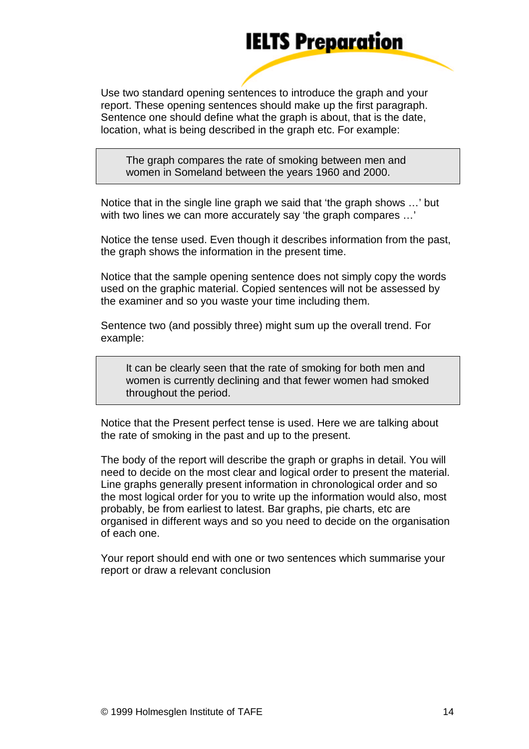Use two standard opening sentences to introduce the graph and your report. These opening sentences should make up the first paragraph. Sentence one should define what the graph is about, that is the date, location, what is being described in the graph etc. For example:

> The graph compares the rate of smoking between men and women in Someland between the years 1960 and 2000.

Notice that in the single line graph we said that 'the graph shows …' but with two lines we can more accurately say 'the graph compares …'

Notice the tense used. Even though it describes information from the past, the graph shows the information in the present time.

Notice that the sample opening sentence does not simply copy the words used on the graphic material. Copied sentences will not be assessed by the examiner and so you waste your time including them.

Sentence two (and possibly three) might sum up the overall trend. For example:

> It can be clearly seen that the rate of smoking for both men and women is currently declining and that fewer women had smoked throughout the period.

Notice that the Present perfect tense is used. Here we are talking about the rate of smoking in the past and up to the present.

The body of the report will describe the graph or graphs in detail. You will need to decide on the most clear and logical order to present the material. Line graphs generally present information in chronological order and so the most logical order for you to write up the information would also, most probably, be from earliest to latest. Bar graphs, pie charts, etc are organised in different ways and so you need to decide on the organisation of each one.

Your report should end with one or two sentences which summarise your report or draw a relevant conclusion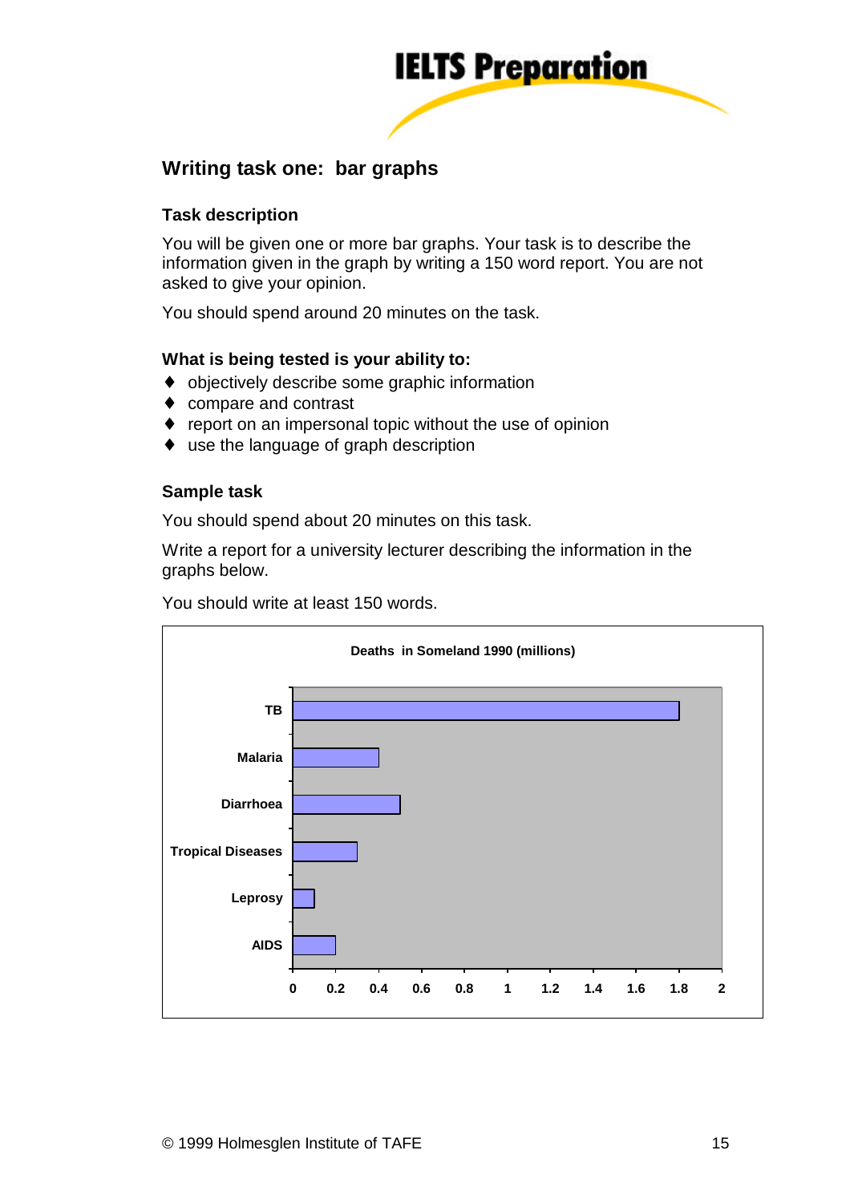## Writing task one: bar graphs

### Task description

You will be given one or more bar graphs. Your task is to describe the information given in the graph by writing a 150 word report. You are not asked to give your opinion.

You should spend around 20 minutes on the task.

### What is being tested is your ability to:

- objectively describe some graphic information
- compare and contrast
- report on an impersonal topic without the use of opinion
- use the language of graph description

### Sample task

You should spend about 20 minutes on this task.

Write a report for a university lecturer describing the information in the graphs below.

You should write at least 150 words.

**Deaths in Someland 1990 (millions)**

TB

Malaria

Diarrhoea

Tropical Diseases

Leprosy

AIDS

0 0.2 0.4 0.6 0.8 1 1.2 1.4 1.6 1.8 2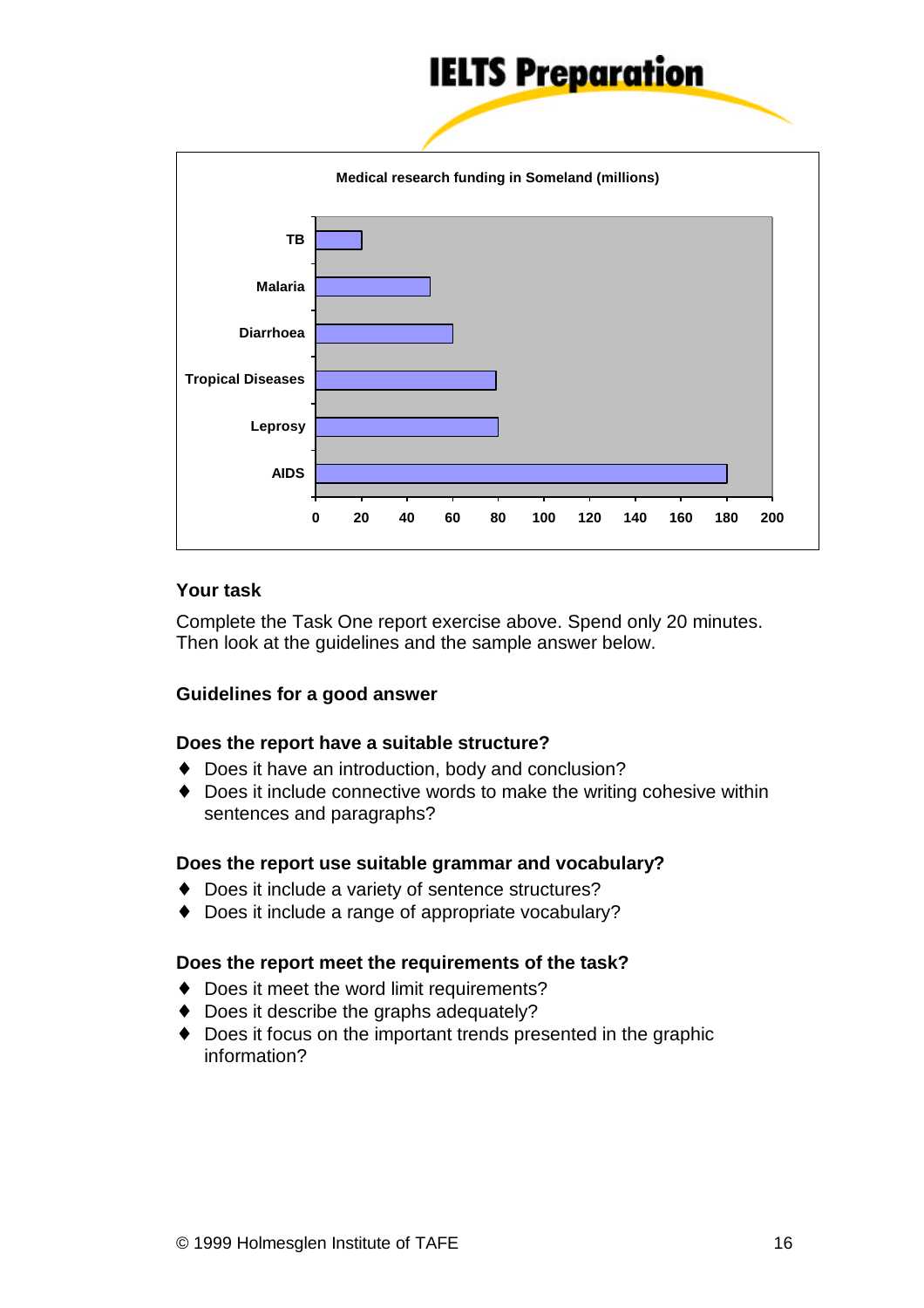Medical research funding in Someland (millions)

| Category | Funding (millions) |
| --- | --- |
| TB | 20 |
| Malaria | 50 |
| Diarrhoea | 60 |
| Tropical Diseases | 79 |
| Leprosy | 80 |
| AIDS | 180 |

### Your task

Complete the Task One report exercise above. Spend only 20 minutes. Then look at the guidelines and the sample answer below.

### Guidelines for a good answer

**Does the report have a suitable structure?**

- Does it have an introduction, body and conclusion?
- Does it include connective words to make the writing cohesive within sentences and paragraphs?

**Does the report use suitable grammar and vocabulary?**

- Does it include a variety of sentence structures?
- Does it include a range of appropriate vocabulary?

**Does the report meet the requirements of the task?**

- Does it meet the word limit requirements?
- Does it describe the graphs adequately?
- Does it focus on the important trends presented in the graphic information?

© 1999 Holmesglen Institute of TAFE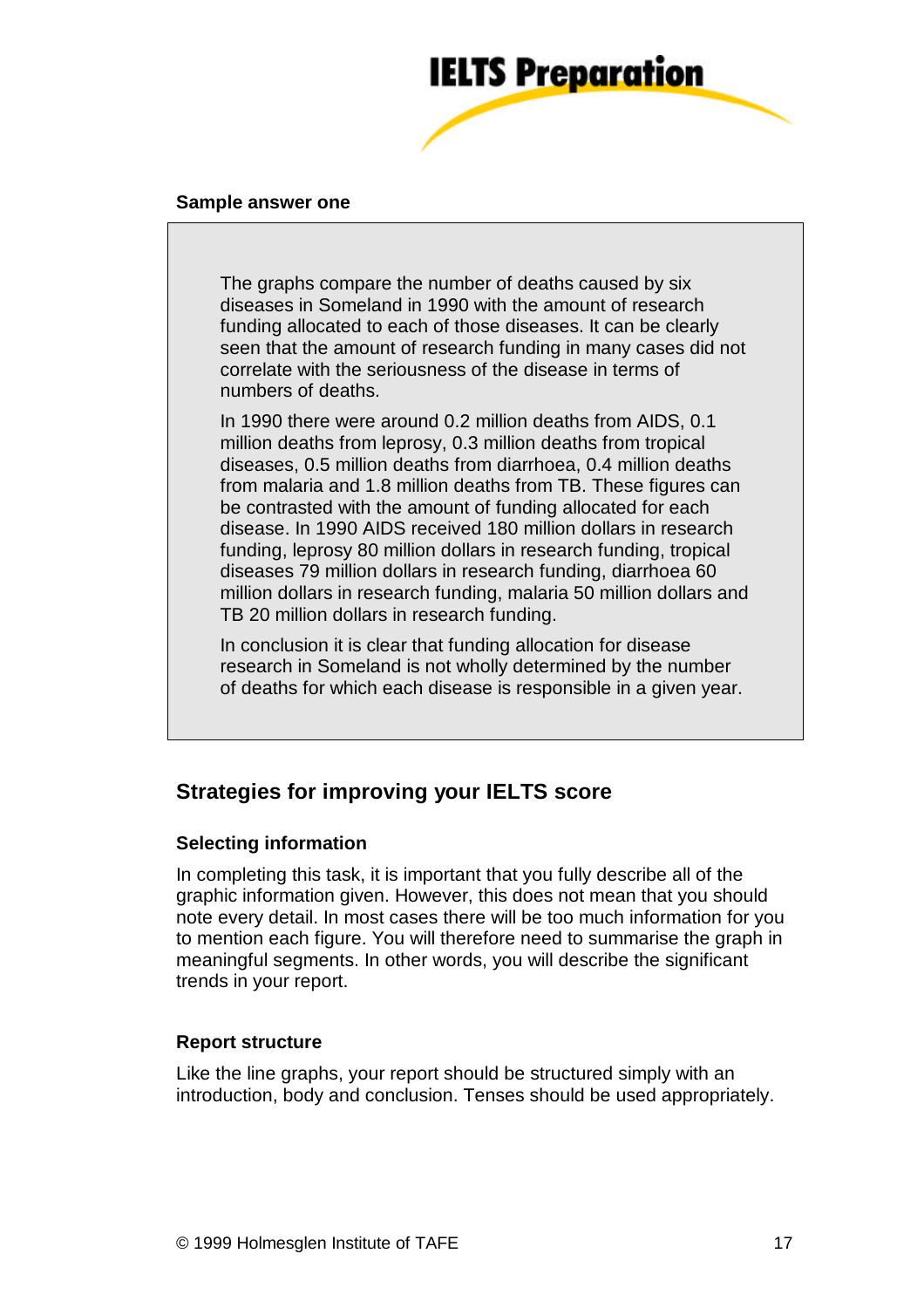**Sample answer one**

> The graphs compare the number of deaths caused by six diseases in Someland in 1990 with the amount of research funding allocated to each of those diseases. It can be clearly seen that the amount of research funding in many cases did not correlate with the seriousness of the disease in terms of numbers of deaths.
>
> In 1990 there were around 0.2 million deaths from AIDS, 0.1 million deaths from leprosy, 0.3 million deaths from tropical diseases, 0.5 million deaths from diarrhoea, 0.4 million deaths from malaria and 1.8 million deaths from TB. These figures can be contrasted with the amount of funding allocated for each disease. In 1990 AIDS received 180 million dollars in research funding, leprosy 80 million dollars in research funding, tropical diseases 79 million dollars in research funding, diarrhoea 60 million dollars in research funding, malaria 50 million dollars and TB 20 million dollars in research funding.
>
> In conclusion it is clear that funding allocation for disease research in Someland is not wholly determined by the number of deaths for which each disease is responsible in a given year.

## Strategies for improving your IELTS score

### Selecting information

In completing this task, it is important that you fully describe all of the graphic information given. However, this does not mean that you should note every detail. In most cases there will be too much information for you to mention each figure. You will therefore need to summarise the graph in meaningful segments. In other words, you will describe the significant trends in your report.

### Report structure

Like the line graphs, your report should be structured simply with an introduction, body and conclusion. Tenses should be used appropriately.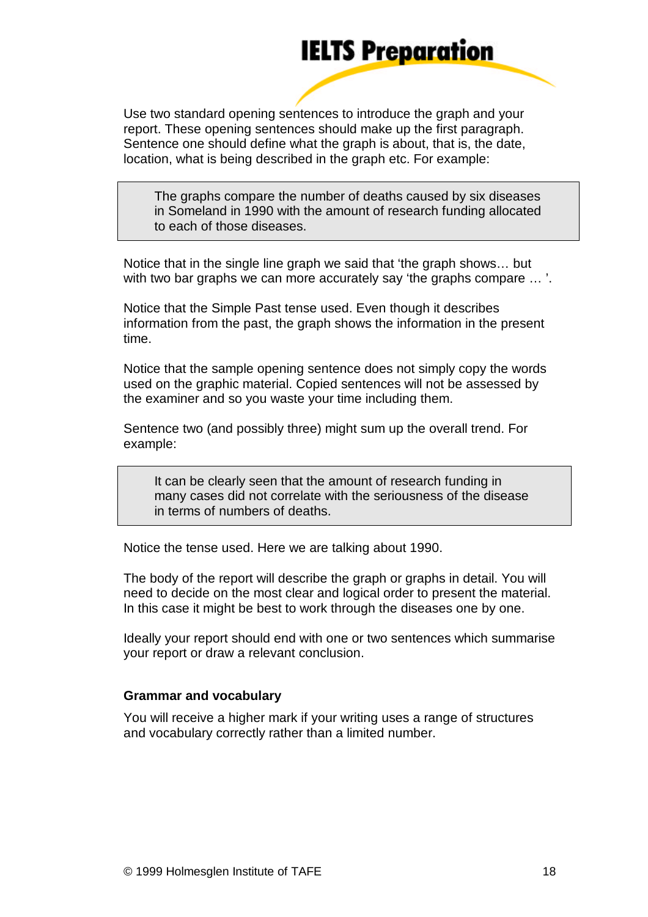Use two standard opening sentences to introduce the graph and your report. These opening sentences should make up the first paragraph. Sentence one should define what the graph is about, that is, the date, location, what is being described in the graph etc. For example:

> The graphs compare the number of deaths caused by six diseases in Someland in 1990 with the amount of research funding allocated to each of those diseases.

Notice that in the single line graph we said that 'the graph shows… but with two bar graphs we can more accurately say 'the graphs compare … '.

Notice that the Simple Past tense used. Even though it describes information from the past, the graph shows the information in the present time.

Notice that the sample opening sentence does not simply copy the words used on the graphic material. Copied sentences will not be assessed by the examiner and so you waste your time including them.

Sentence two (and possibly three) might sum up the overall trend. For example:

> It can be clearly seen that the amount of research funding in many cases did not correlate with the seriousness of the disease in terms of numbers of deaths.

Notice the tense used. Here we are talking about 1990.

The body of the report will describe the graph or graphs in detail. You will need to decide on the most clear and logical order to present the material. In this case it might be best to work through the diseases one by one.

Ideally your report should end with one or two sentences which summarise your report or draw a relevant conclusion.

**Grammar and vocabulary**

You will receive a higher mark if your writing uses a range of structures and vocabulary correctly rather than a limited number.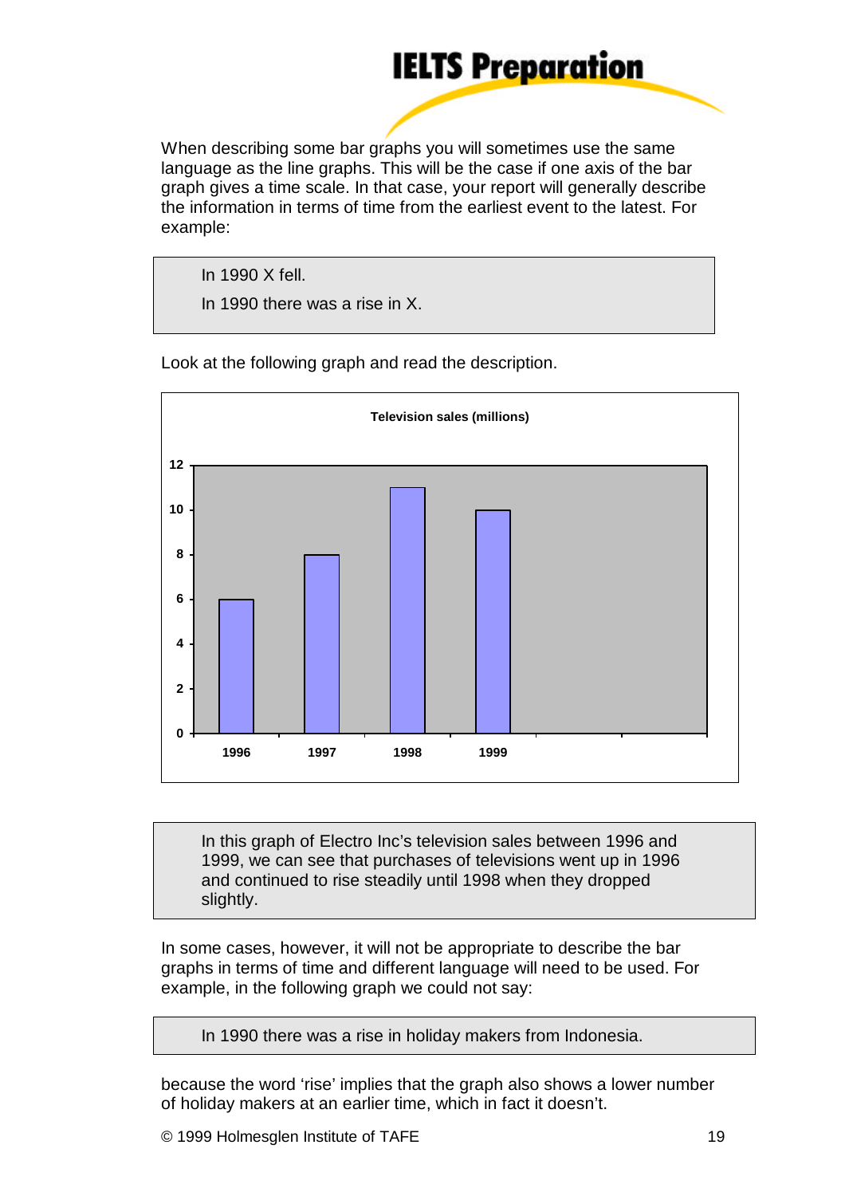When describing some bar graphs you will sometimes use the same language as the line graphs. This will be the case if one axis of the bar graph gives a time scale. In that case, your report will generally describe the information in terms of time from the earliest event to the latest. For example:

> In 1990 X fell.
>
> In 1990 there was a rise in X.

Look at the following graph and read the description.

**Television sales (millions)**

| Year | Sales (millions) |
|---|---|
| 1996 | 6 |
| 1997 | 8 |
| 1998 | 11 |
| 1999 | 10 |

> In this graph of Electro Inc's television sales between 1996 and 1999, we can see that purchases of televisions went up in 1996 and continued to rise steadily until 1998 when they dropped slightly.

In some cases, however, it will not be appropriate to describe the bar graphs in terms of time and different language will need to be used. For example, in the following graph we could not say:

> In 1990 there was a rise in holiday makers from Indonesia.

because the word 'rise' implies that the graph also shows a lower number of holiday makers at an earlier time, which in fact it doesn't.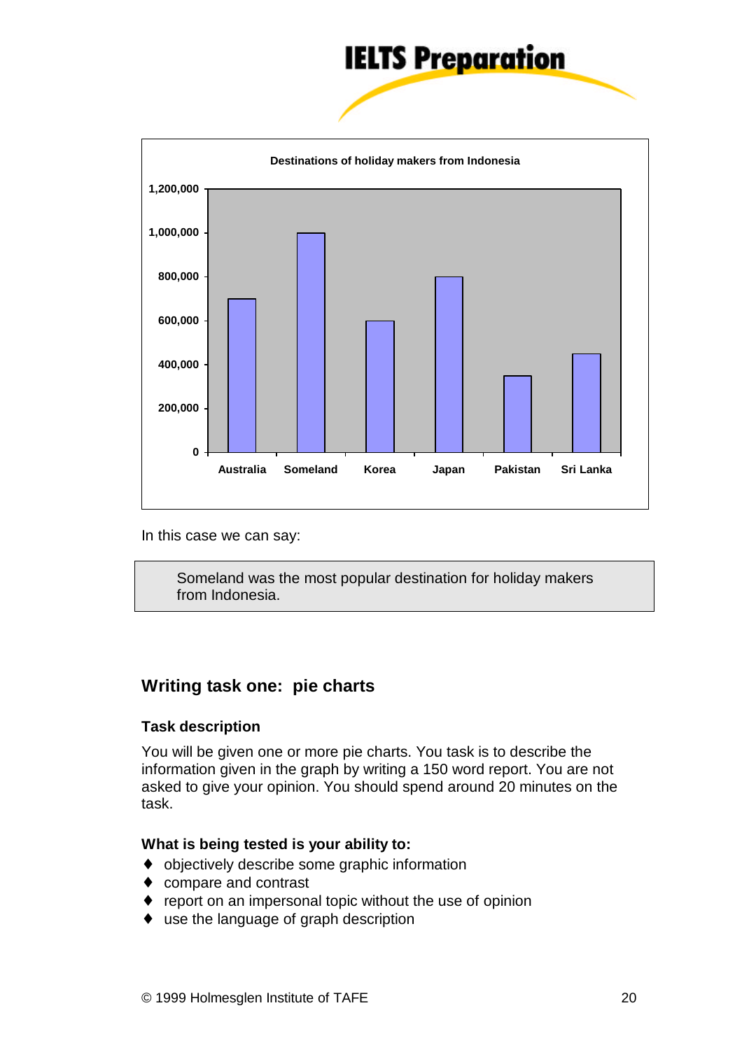**Destinations of holiday makers from Indonesia**

In this case we can say:

> Someland was the most popular destination for holiday makers from Indonesia.

## Writing task one: pie charts

### Task description

You will be given one or more pie charts. You task is to describe the information given in the graph by writing a 150 word report. You are not asked to give your opinion. You should spend around 20 minutes on the task.

### What is being tested is your ability to:

- objectively describe some graphic information
- compare and contrast
- report on an impersonal topic without the use of opinion
- use the language of graph description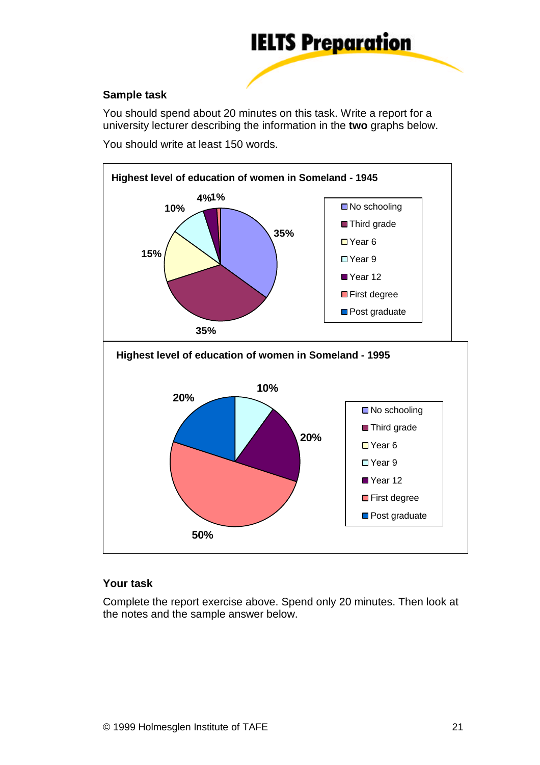## Sample task

You should spend about 20 minutes on this task. Write a report for a university lecturer describing the information in the **two** graphs below.

You should write at least 150 words.

**Highest level of education of women in Someland - 1945**

35%, 35%, 15%, 10%, 4%, 1%

- No schooling
- Third grade
- Year 6
- Year 9
- Year 12
- First degree
- Post graduate

**Highest level of education of women in Someland - 1995**

10%, 20%, 50%, 20%

- No schooling
- Third grade
- Year 6
- Year 9
- Year 12
- First degree
- Post graduate

## Your task

Complete the report exercise above. Spend only 20 minutes. Then look at the notes and the sample answer below.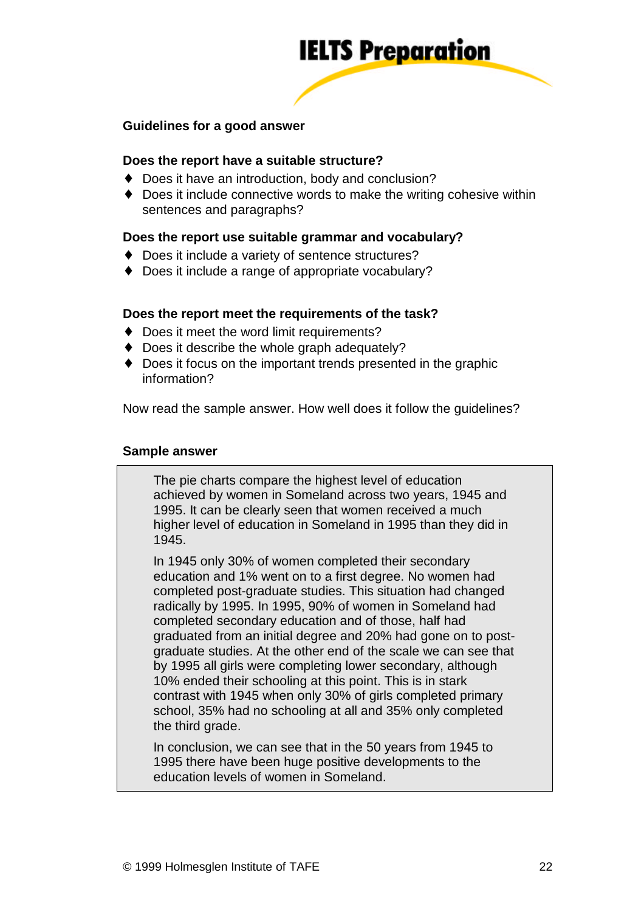### Guidelines for a good answer

**Does the report have a suitable structure?**

- Does it have an introduction, body and conclusion?
- Does it include connective words to make the writing cohesive within sentences and paragraphs?

**Does the report use suitable grammar and vocabulary?**

- Does it include a variety of sentence structures?
- Does it include a range of appropriate vocabulary?

**Does the report meet the requirements of the task?**

- Does it meet the word limit requirements?
- Does it describe the whole graph adequately?
- Does it focus on the important trends presented in the graphic information?

Now read the sample answer. How well does it follow the guidelines?

### Sample answer

> The pie charts compare the highest level of education achieved by women in Someland across two years, 1945 and 1995. It can be clearly seen that women received a much higher level of education in Someland in 1995 than they did in 1945.
>
> In 1945 only 30% of women completed their secondary education and 1% went on to a first degree. No women had completed post-graduate studies. This situation had changed radically by 1995. In 1995, 90% of women in Someland had completed secondary education and of those, half had graduated from an initial degree and 20% had gone on to post-graduate studies. At the other end of the scale we can see that by 1995 all girls were completing lower secondary, although 10% ended their schooling at this point. This is in stark contrast with 1945 when only 30% of girls completed primary school, 35% had no schooling at all and 35% only completed the third grade.
>
> In conclusion, we can see that in the 50 years from 1945 to 1995 there have been huge positive developments to the education levels of women in Someland.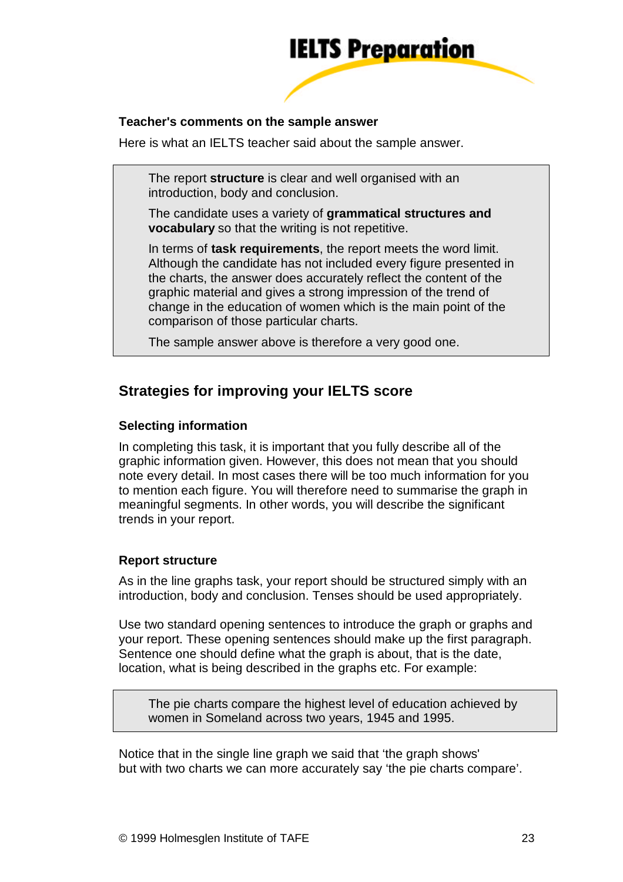**Teacher's comments on the sample answer**

Here is what an IELTS teacher said about the sample answer.

> The report **structure** is clear and well organised with an introduction, body and conclusion.
>
> The candidate uses a variety of **grammatical structures and vocabulary** so that the writing is not repetitive.
>
> In terms of **task requirements**, the report meets the word limit. Although the candidate has not included every figure presented in the charts, the answer does accurately reflect the content of the graphic material and gives a strong impression of the trend of change in the education of women which is the main point of the comparison of those particular charts.
>
> The sample answer above is therefore a very good one.

## Strategies for improving your IELTS score

### Selecting information

In completing this task, it is important that you fully describe all of the graphic information given. However, this does not mean that you should note every detail. In most cases there will be too much information for you to mention each figure. You will therefore need to summarise the graph in meaningful segments. In other words, you will describe the significant trends in your report.

### Report structure

As in the line graphs task, your report should be structured simply with an introduction, body and conclusion. Tenses should be used appropriately.

Use two standard opening sentences to introduce the graph or graphs and your report. These opening sentences should make up the first paragraph. Sentence one should define what the graph is about, that is the date, location, what is being described in the graphs etc. For example:

> The pie charts compare the highest level of education achieved by women in Someland across two years, 1945 and 1995.

Notice that in the single line graph we said that 'the graph shows' but with two charts we can more accurately say 'the pie charts compare'.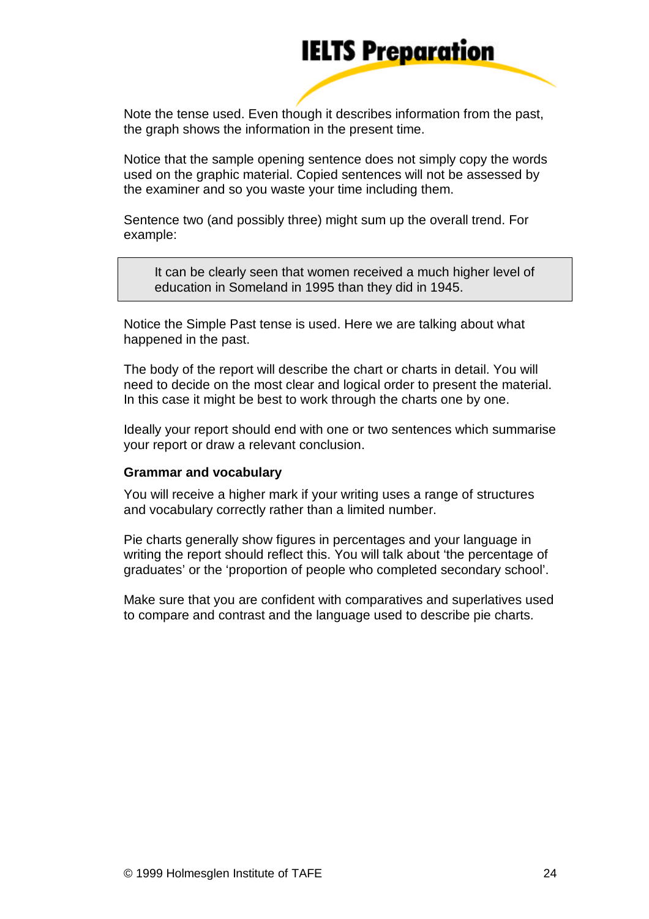Note the tense used. Even though it describes information from the past, the graph shows the information in the present time.

Notice that the sample opening sentence does not simply copy the words used on the graphic material. Copied sentences will not be assessed by the examiner and so you waste your time including them.

Sentence two (and possibly three) might sum up the overall trend. For example:

> It can be clearly seen that women received a much higher level of education in Someland in 1995 than they did in 1945.

Notice the Simple Past tense is used. Here we are talking about what happened in the past.

The body of the report will describe the chart or charts in detail. You will need to decide on the most clear and logical order to present the material. In this case it might be best to work through the charts one by one.

Ideally your report should end with one or two sentences which summarise your report or draw a relevant conclusion.

**Grammar and vocabulary**

You will receive a higher mark if your writing uses a range of structures and vocabulary correctly rather than a limited number.

Pie charts generally show figures in percentages and your language in writing the report should reflect this. You will talk about 'the percentage of graduates' or the 'proportion of people who completed secondary school'.

Make sure that you are confident with comparatives and superlatives used to compare and contrast and the language used to describe pie charts.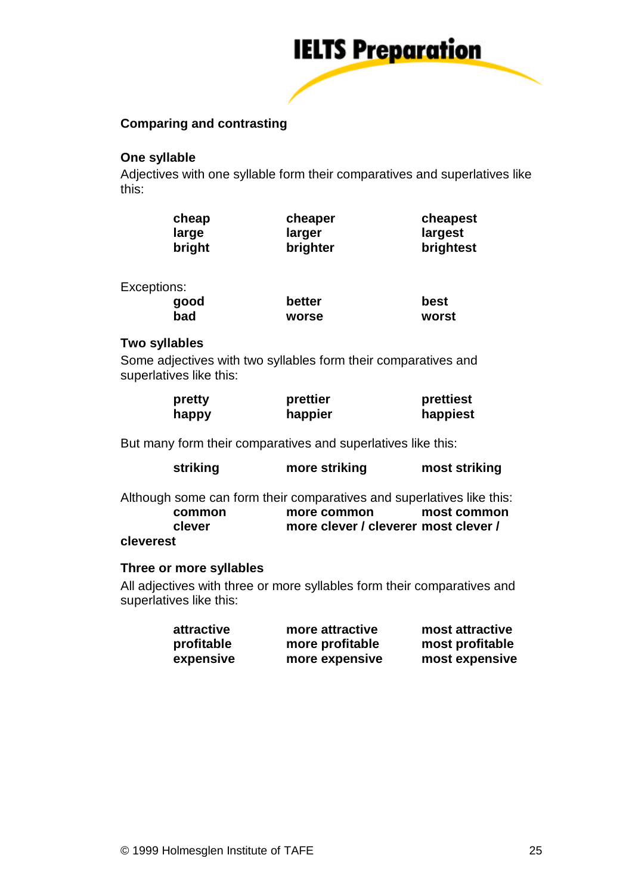## Comparing and contrasting

### One syllable

Adjectives with one syllable form their comparatives and superlatives like this:

| | | |
|---|---|---|
| **cheap** | **cheaper** | **cheapest** |
| **large** | **larger** | **largest** |
| **bright** | **brighter** | **brightest** |

Exceptions:

| | | |
|---|---|---|
| **good** | **better** | **best** |
| **bad** | **worse** | **worst** |

### Two syllables

Some adjectives with two syllables form their comparatives and superlatives like this:

| | | |
|---|---|---|
| **pretty** | **prettier** | **prettiest** |
| **happy** | **happier** | **happiest** |

But many form their comparatives and superlatives like this:

| | | |
|---|---|---|
| **striking** | **more striking** | **most striking** |

Although some can form their comparatives and superlatives like this:

| | | |
|---|---|---|
| **common** | **more common** | **most common** |
| **clever** | **more clever / cleverer** | **most clever / cleverest** |

### Three or more syllables

All adjectives with three or more syllables form their comparatives and superlatives like this:

| | | |
|---|---|---|
| **attractive** | **more attractive** | **most attractive** |
| **profitable** | **more profitable** | **most profitable** |
| **expensive** | **more expensive** | **most expensive** |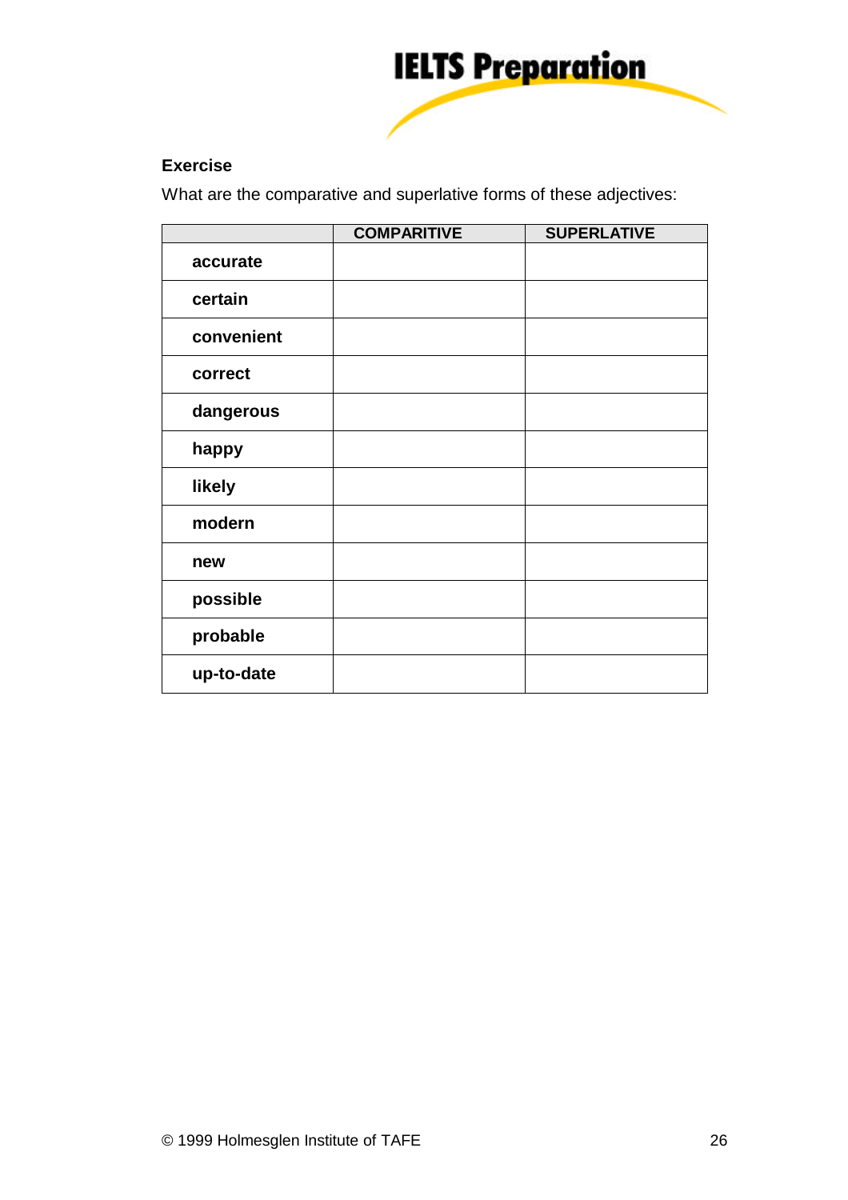**Exercise**

What are the comparative and superlative forms of these adjectives:

| | COMPARITIVE | SUPERLATIVE |
|---|---|---|
| **accurate** | | |
| **certain** | | |
| **convenient** | | |
| **correct** | | |
| **dangerous** | | |
| **happy** | | |
| **likely** | | |
| **modern** | | |
| **new** | | |
| **possible** | | |
| **probable** | | |
| **up-to-date** | | |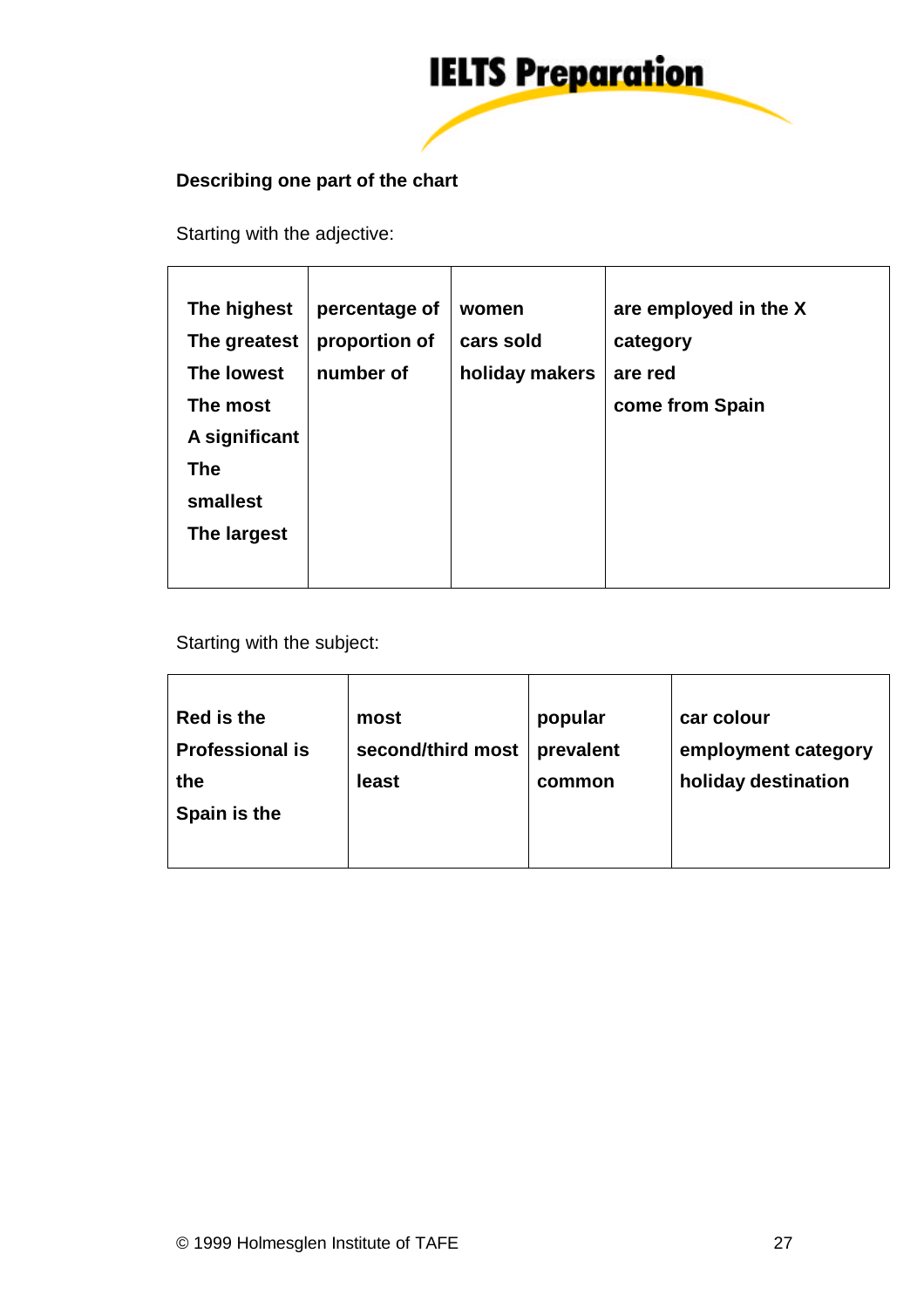**Describing one part of the chart**

Starting with the adjective:

| | | | |
|---|---|---|---|
| The highest<br>The greatest<br>The lowest<br>The most<br>A significant<br>The smallest<br>The largest | percentage of<br>proportion of<br>number of | women<br>cars sold<br>holiday makers | are employed in the X category<br>are red<br>come from Spain |

Starting with the subject:

| | | | |
|---|---|---|---|
| Red is the<br>Professional is the<br>Spain is the | most<br>second/third most<br>least | popular<br>prevalent<br>common | car colour<br>employment category<br>holiday destination |

© 1999 Holmesglen Institute of TAFE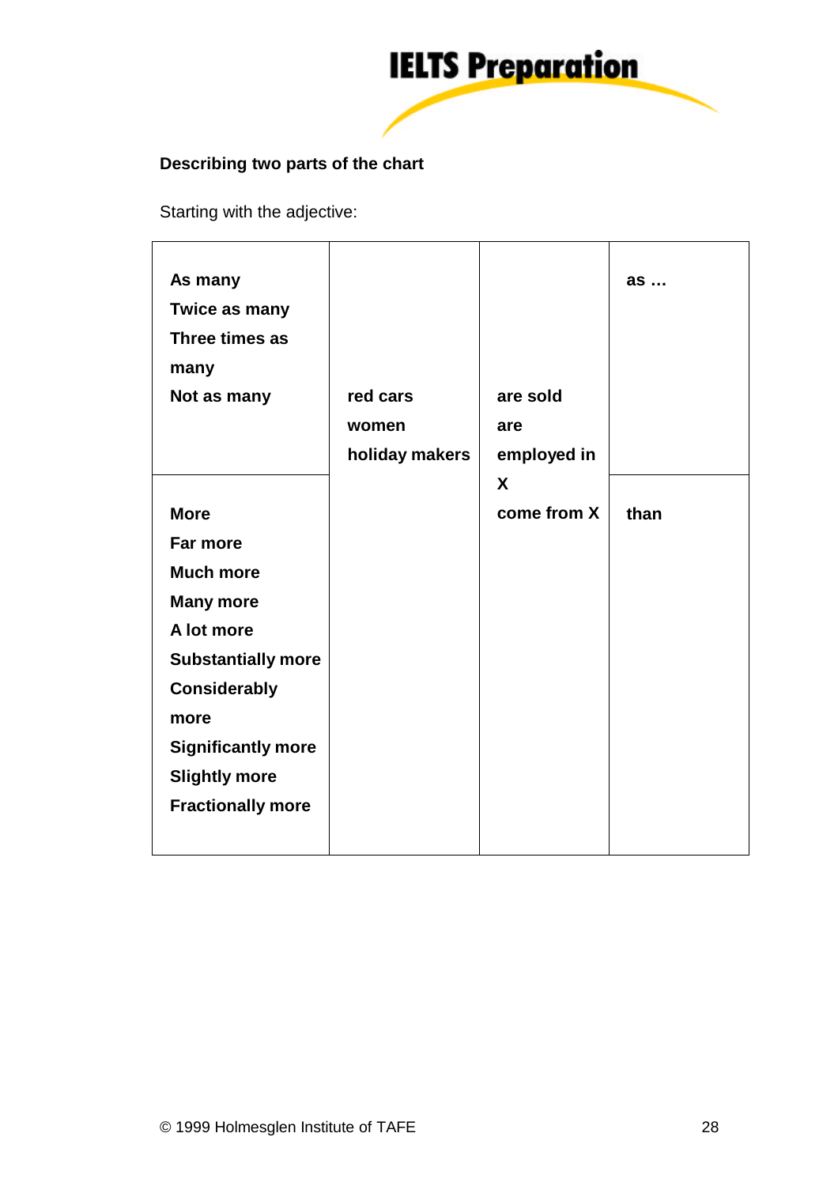**Describing two parts of the chart**

Starting with the adjective:

| | | | |
|---|---|---|---|
| **As many**<br>**Twice as many**<br>**Three times as many**<br>**Not as many** | **red cars**<br>**women**<br>**holiday makers** | **are sold**<br>**are employed in X**<br>**come from X** | **as …** |
| **More**<br>**Far more**<br>**Much more**<br>**Many more**<br>**A lot more**<br>**Substantially more**<br>**Considerably more**<br>**Significantly more**<br>**Slightly more**<br>**Fractionally more** | | | **than** |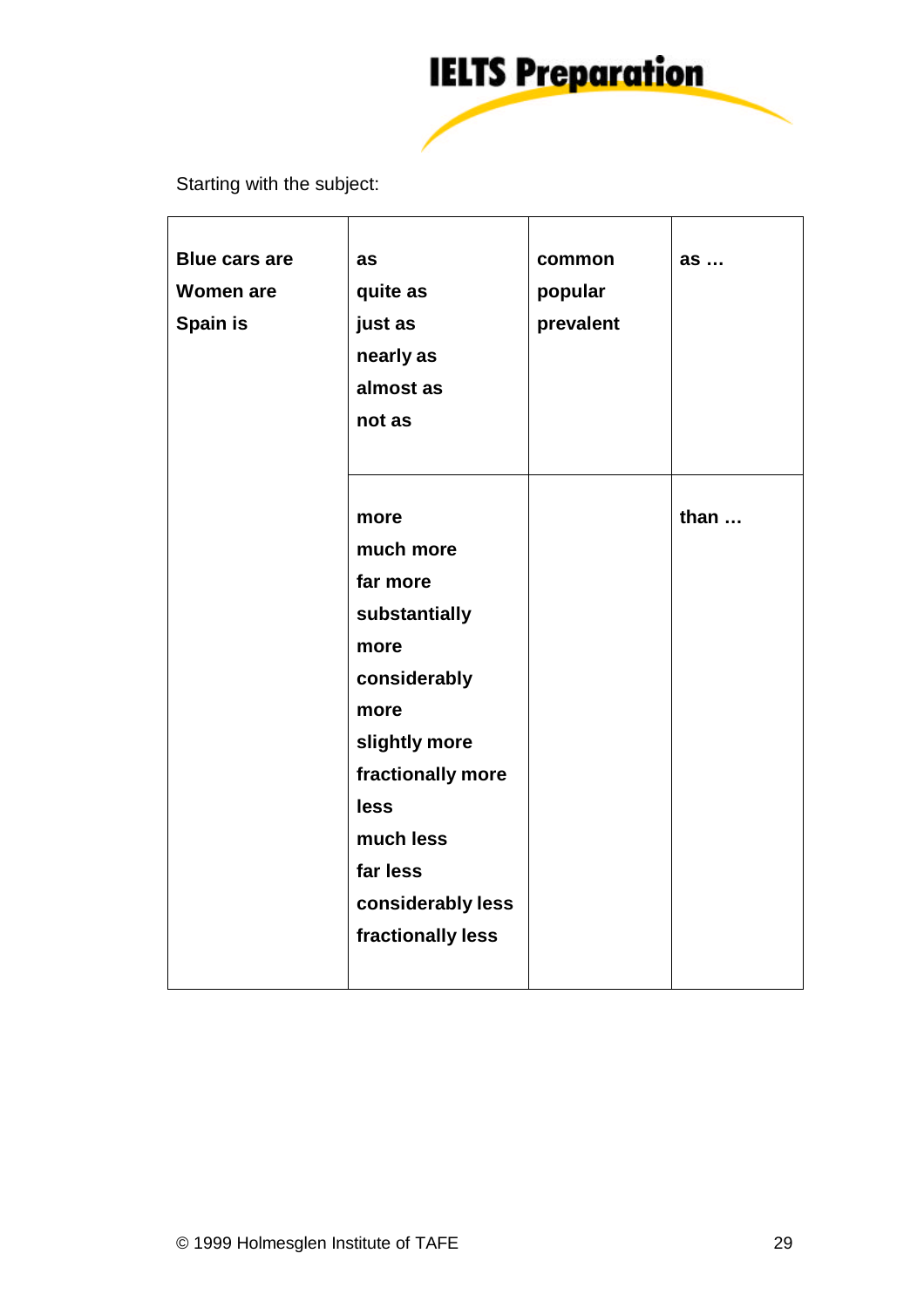Starting with the subject:

| | | | |
|---|---|---|---|
| **Blue cars are**<br>**Women are**<br>**Spain is** | **as**<br>**quite as**<br>**just as**<br>**nearly as**<br>**almost as**<br>**not as** | **common**<br>**popular**<br>**prevalent** | **as …** |
| | **more**<br>**much more**<br>**far more**<br>**substantially more**<br>**considerably more**<br>**slightly more**<br>**fractionally more**<br>**less**<br>**much less**<br>**far less**<br>**considerably less**<br>**fractionally less** | | **than …** |

© 1999 Holmesglen Institute of TAFE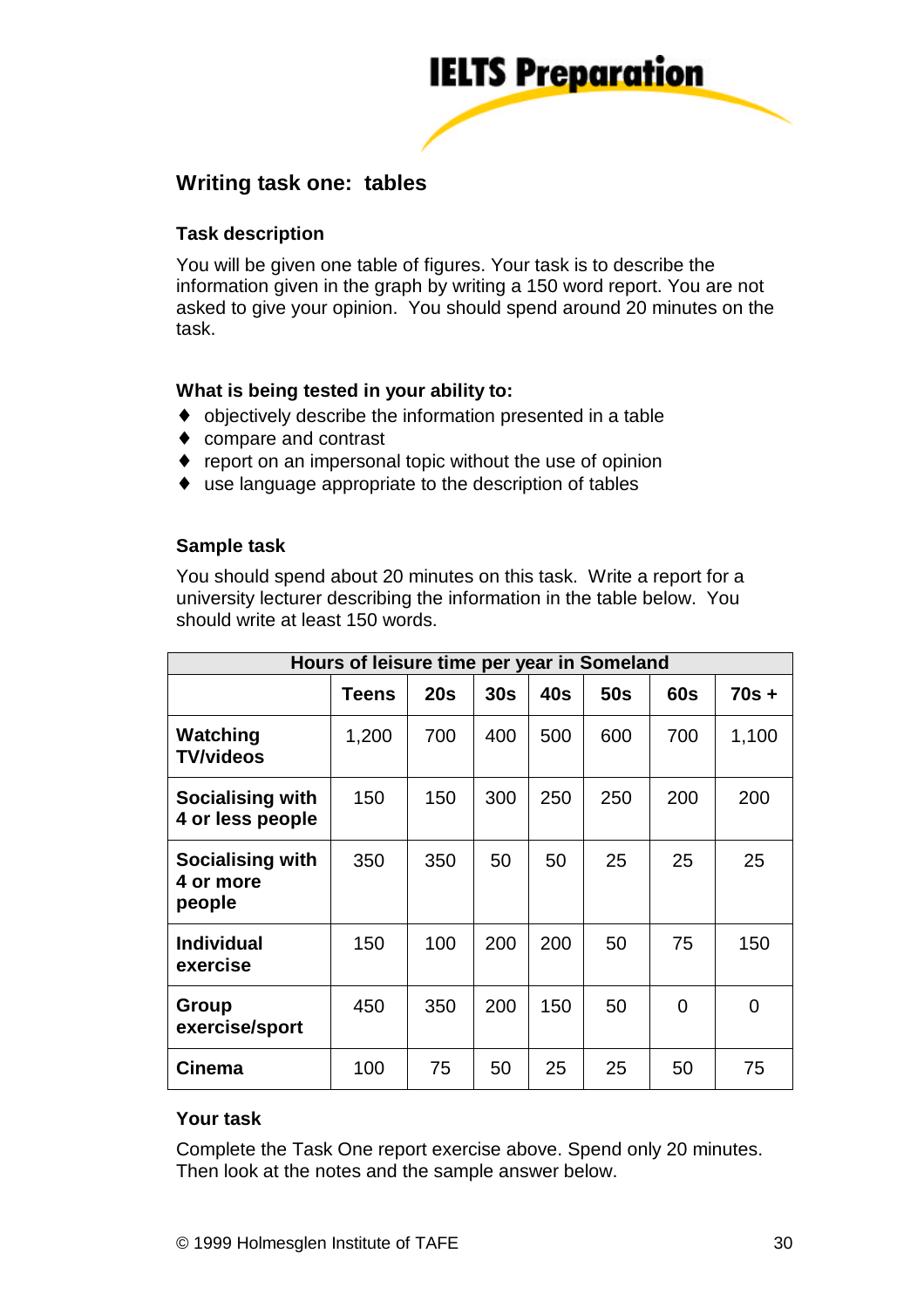# IELTS Preparation

## Writing task one: tables

### Task description

You will be given one table of figures. Your task is to describe the information given in the graph by writing a 150 word report. You are not asked to give your opinion. You should spend around 20 minutes on the task.

### What is being tested in your ability to:

- objectively describe the information presented in a table
- compare and contrast
- report on an impersonal topic without the use of opinion
- use language appropriate to the description of tables

### Sample task

You should spend about 20 minutes on this task. Write a report for a university lecturer describing the information in the table below. You should write at least 150 words.

| Hours of leisure time per year in Someland | | | | | | | |
|---|---|---|---|---|---|---|---|
| | **Teens** | **20s** | **30s** | **40s** | **50s** | **60s** | **70s +** |
| **Watching TV/videos** | 1,200 | 700 | 400 | 500 | 600 | 700 | 1,100 |
| **Socialising with 4 or less people** | 150 | 150 | 300 | 250 | 250 | 200 | 200 |
| **Socialising with 4 or more people** | 350 | 350 | 50 | 50 | 25 | 25 | 25 |
| **Individual exercise** | 150 | 100 | 200 | 200 | 50 | 75 | 150 |
| **Group exercise/sport** | 450 | 350 | 200 | 150 | 50 | 0 | 0 |
| **Cinema** | 100 | 75 | 50 | 25 | 25 | 50 | 75 |

### Your task

Complete the Task One report exercise above. Spend only 20 minutes. Then look at the notes and the sample answer below.

© 1999 Holmesglen Institute of TAFE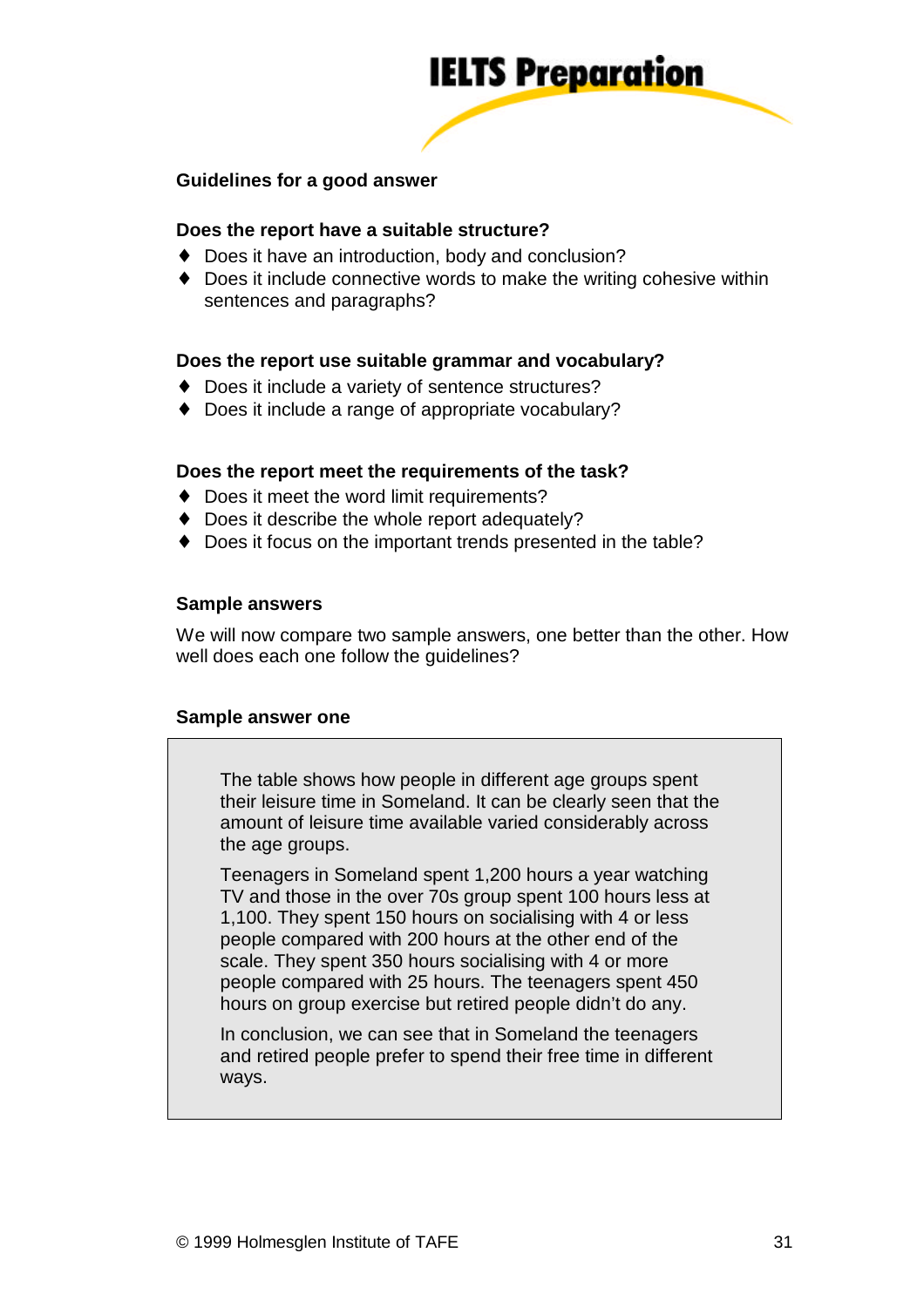### Guidelines for a good answer

**Does the report have a suitable structure?**

- Does it have an introduction, body and conclusion?
- Does it include connective words to make the writing cohesive within sentences and paragraphs?

**Does the report use suitable grammar and vocabulary?**

- Does it include a variety of sentence structures?
- Does it include a range of appropriate vocabulary?

**Does the report meet the requirements of the task?**

- Does it meet the word limit requirements?
- Does it describe the whole report adequately?
- Does it focus on the important trends presented in the table?

### Sample answers

We will now compare two sample answers, one better than the other. How well does each one follow the guidelines?

### Sample answer one

> The table shows how people in different age groups spent their leisure time in Someland. It can be clearly seen that the amount of leisure time available varied considerably across the age groups.
>
> Teenagers in Someland spent 1,200 hours a year watching TV and those in the over 70s group spent 100 hours less at 1,100. They spent 150 hours on socialising with 4 or less people compared with 200 hours at the other end of the scale. They spent 350 hours socialising with 4 or more people compared with 25 hours. The teenagers spent 450 hours on group exercise but retired people didn't do any.
>
> In conclusion, we can see that in Someland the teenagers and retired people prefer to spend their free time in different ways.

© 1999 Holmesglen Institute of TAFE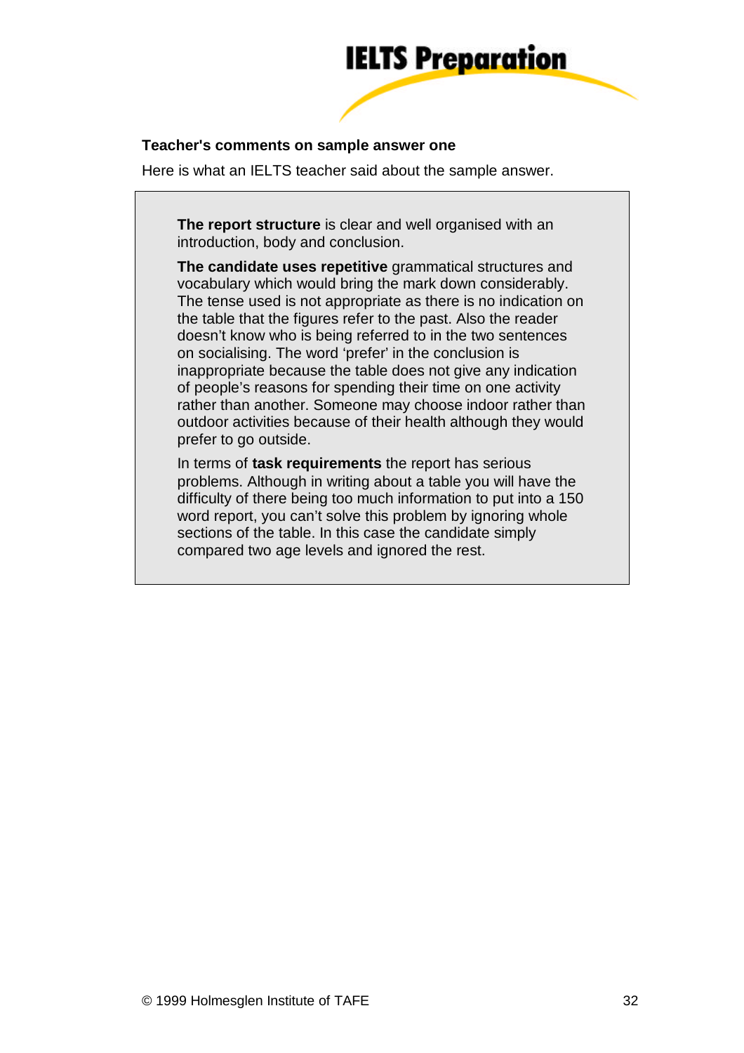**Teacher's comments on sample answer one**

Here is what an IELTS teacher said about the sample answer.

> **The report structure** is clear and well organised with an introduction, body and conclusion.
>
> **The candidate uses repetitive** grammatical structures and vocabulary which would bring the mark down considerably. The tense used is not appropriate as there is no indication on the table that the figures refer to the past. Also the reader doesn't know who is being referred to in the two sentences on socialising. The word 'prefer' in the conclusion is inappropriate because the table does not give any indication of people's reasons for spending their time on one activity rather than another. Someone may choose indoor rather than outdoor activities because of their health although they would prefer to go outside.
>
> In terms of **task requirements** the report has serious problems. Although in writing about a table you will have the difficulty of there being too much information to put into a 150 word report, you can't solve this problem by ignoring whole sections of the table. In this case the candidate simply compared two age levels and ignored the rest.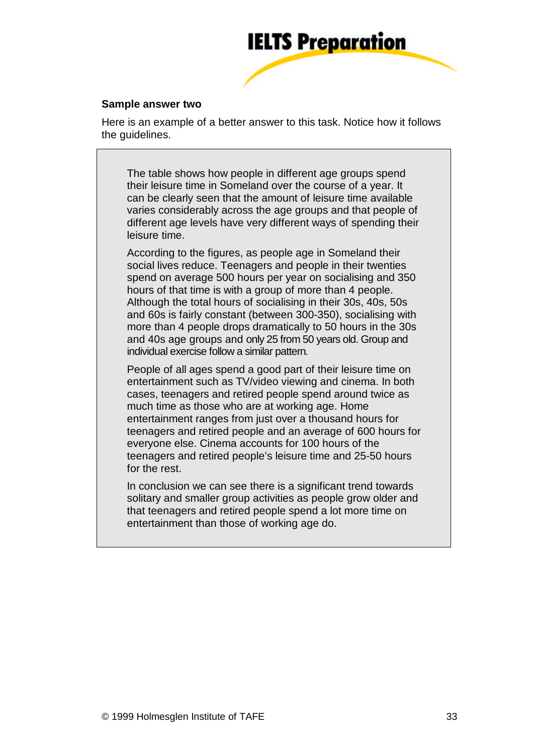**Sample answer two**

Here is an example of a better answer to this task. Notice how it follows the guidelines.

> The table shows how people in different age groups spend their leisure time in Someland over the course of a year. It can be clearly seen that the amount of leisure time available varies considerably across the age groups and that people of different age levels have very different ways of spending their leisure time.
>
> According to the figures, as people age in Someland their social lives reduce. Teenagers and people in their twenties spend on average 500 hours per year on socialising and 350 hours of that time is with a group of more than 4 people. Although the total hours of socialising in their 30s, 40s, 50s and 60s is fairly constant (between 300-350), socialising with more than 4 people drops dramatically to 50 hours in the 30s and 40s age groups and only 25 from 50 years old. Group and individual exercise follow a similar pattern.
>
> People of all ages spend a good part of their leisure time on entertainment such as TV/video viewing and cinema. In both cases, teenagers and retired people spend around twice as much time as those who are at working age. Home entertainment ranges from just over a thousand hours for teenagers and retired people and an average of 600 hours for everyone else. Cinema accounts for 100 hours of the teenagers and retired people's leisure time and 25-50 hours for the rest.
>
> In conclusion we can see there is a significant trend towards solitary and smaller group activities as people grow older and that teenagers and retired people spend a lot more time on entertainment than those of working age do.

© 1999 Holmesglen Institute of TAFE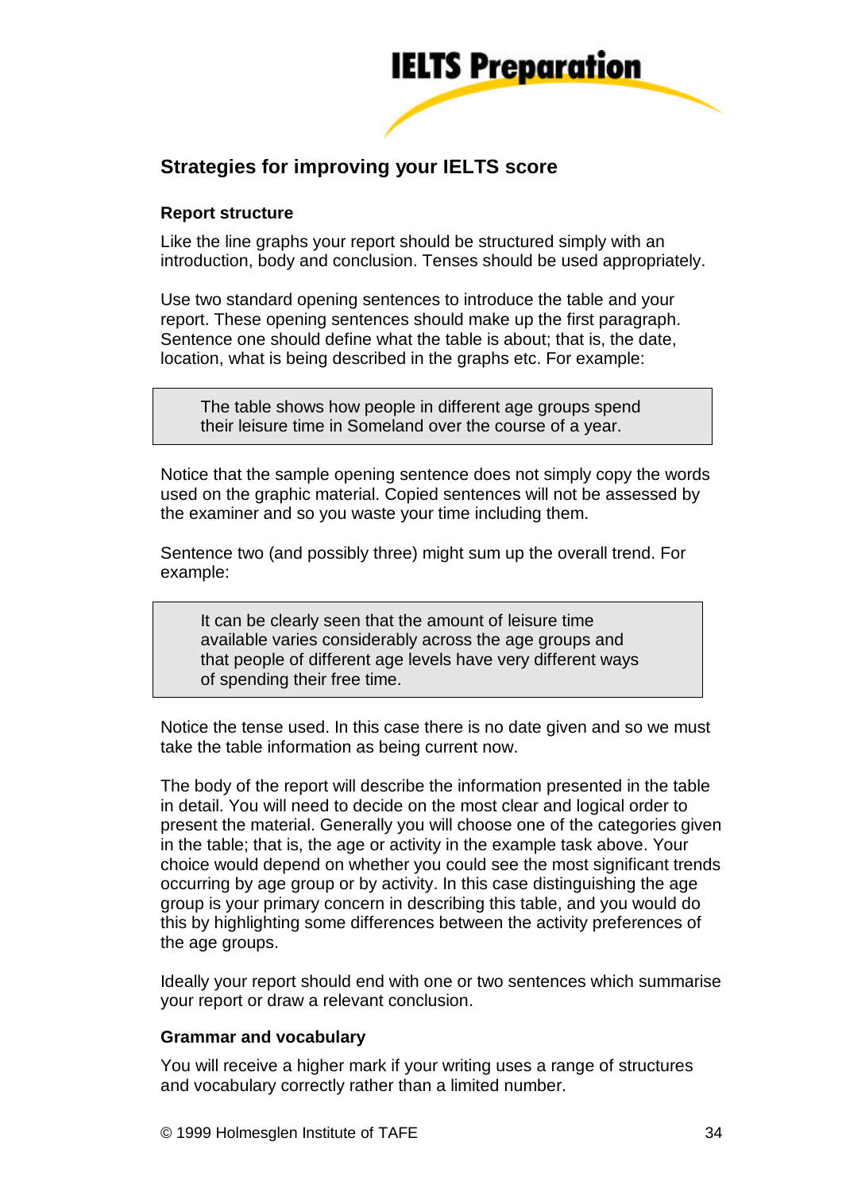## Strategies for improving your IELTS score

### Report structure

Like the line graphs your report should be structured simply with an introduction, body and conclusion. Tenses should be used appropriately.

Use two standard opening sentences to introduce the table and your report. These opening sentences should make up the first paragraph. Sentence one should define what the table is about; that is, the date, location, what is being described in the graphs etc. For example:

> The table shows how people in different age groups spend their leisure time in Someland over the course of a year.

Notice that the sample opening sentence does not simply copy the words used on the graphic material. Copied sentences will not be assessed by the examiner and so you waste your time including them.

Sentence two (and possibly three) might sum up the overall trend. For example:

> It can be clearly seen that the amount of leisure time available varies considerably across the age groups and that people of different age levels have very different ways of spending their free time.

Notice the tense used. In this case there is no date given and so we must take the table information as being current now.

The body of the report will describe the information presented in the table in detail. You will need to decide on the most clear and logical order to present the material. Generally you will choose one of the categories given in the table; that is, the age or activity in the example task above. Your choice would depend on whether you could see the most significant trends occurring by age group or by activity. In this case distinguishing the age group is your primary concern in describing this table, and you would do this by highlighting some differences between the activity preferences of the age groups.

Ideally your report should end with one or two sentences which summarise your report or draw a relevant conclusion.

### Grammar and vocabulary

You will receive a higher mark if your writing uses a range of structures and vocabulary correctly rather than a limited number.

© 1999 Holmesglen Institute of TAFE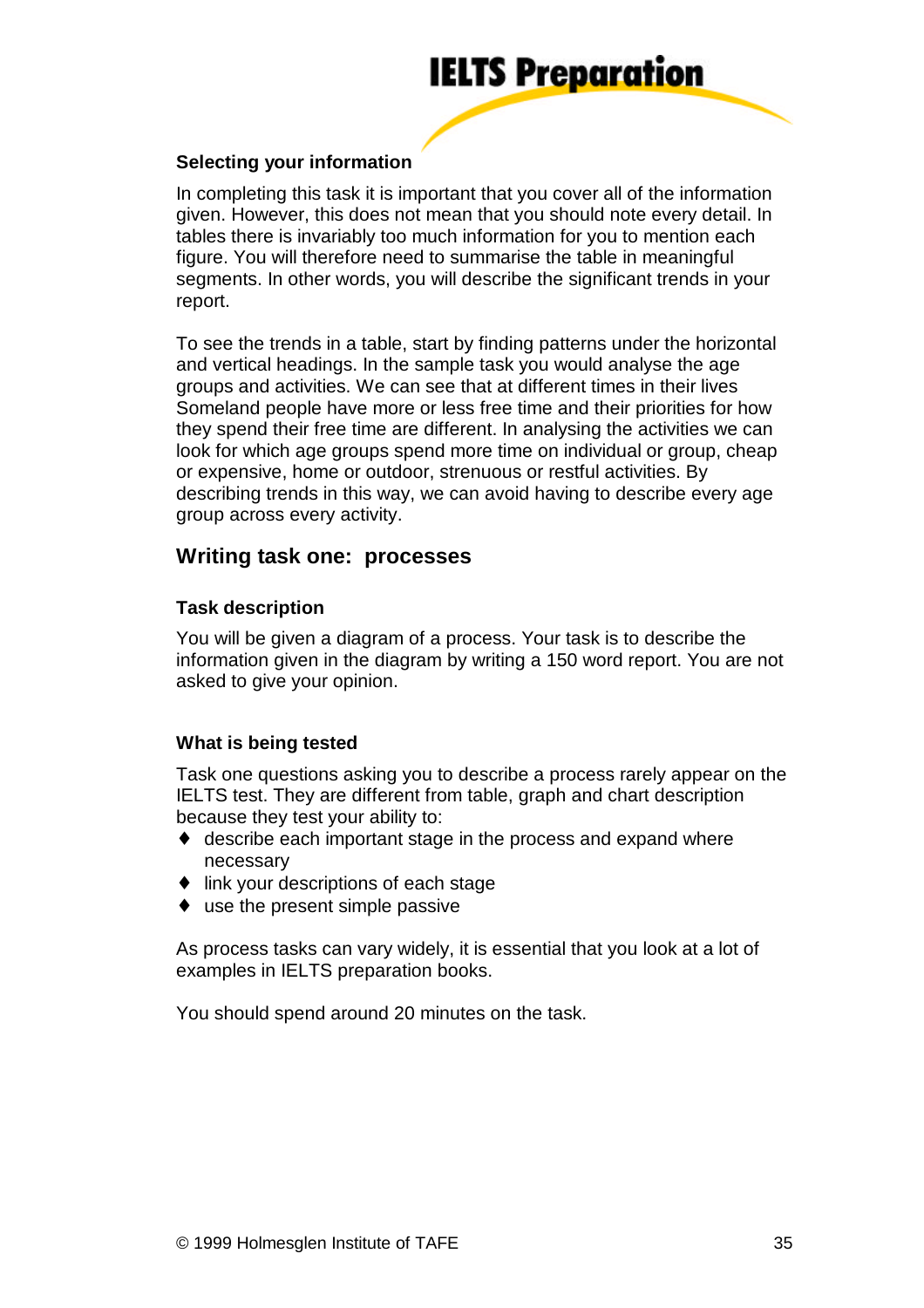### Selecting your information

In completing this task it is important that you cover all of the information given. However, this does not mean that you should note every detail. In tables there is invariably too much information for you to mention each figure. You will therefore need to summarise the table in meaningful segments. In other words, you will describe the significant trends in your report.

To see the trends in a table, start by finding patterns under the horizontal and vertical headings. In the sample task you would analyse the age groups and activities. We can see that at different times in their lives Someland people have more or less free time and their priorities for how they spend their free time are different. In analysing the activities we can look for which age groups spend more time on individual or group, cheap or expensive, home or outdoor, strenuous or restful activities. By describing trends in this way, we can avoid having to describe every age group across every activity.

## Writing task one: processes

### Task description

You will be given a diagram of a process. Your task is to describe the information given in the diagram by writing a 150 word report. You are not asked to give your opinion.

### What is being tested

Task one questions asking you to describe a process rarely appear on the IELTS test. They are different from table, graph and chart description because they test your ability to:

- describe each important stage in the process and expand where necessary
- link your descriptions of each stage
- use the present simple passive

As process tasks can vary widely, it is essential that you look at a lot of examples in IELTS preparation books.

You should spend around 20 minutes on the task.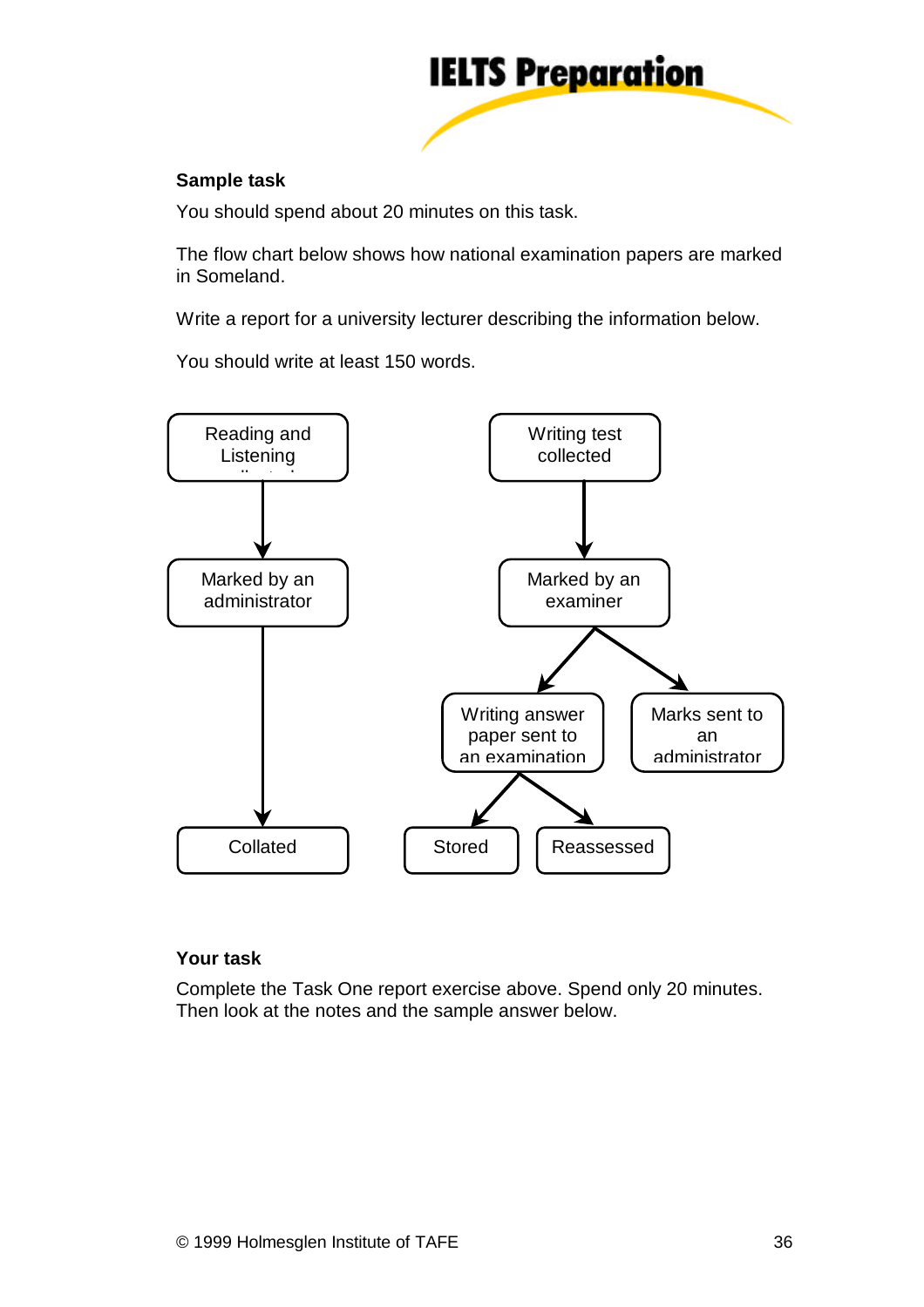**Sample task**

You should spend about 20 minutes on this task.

The flow chart below shows how national examination papers are marked in Someland.

Write a report for a university lecturer describing the information below.

You should write at least 150 words.

Reading and Listening → Marked by an administrator → Collated

Writing test collected → Marked by an examiner → Writing answer paper sent to an examination → Stored / Reassessed

Marked by an examiner → Marks sent to an administrator

**Your task**

Complete the Task One report exercise above. Spend only 20 minutes. Then look at the notes and the sample answer below.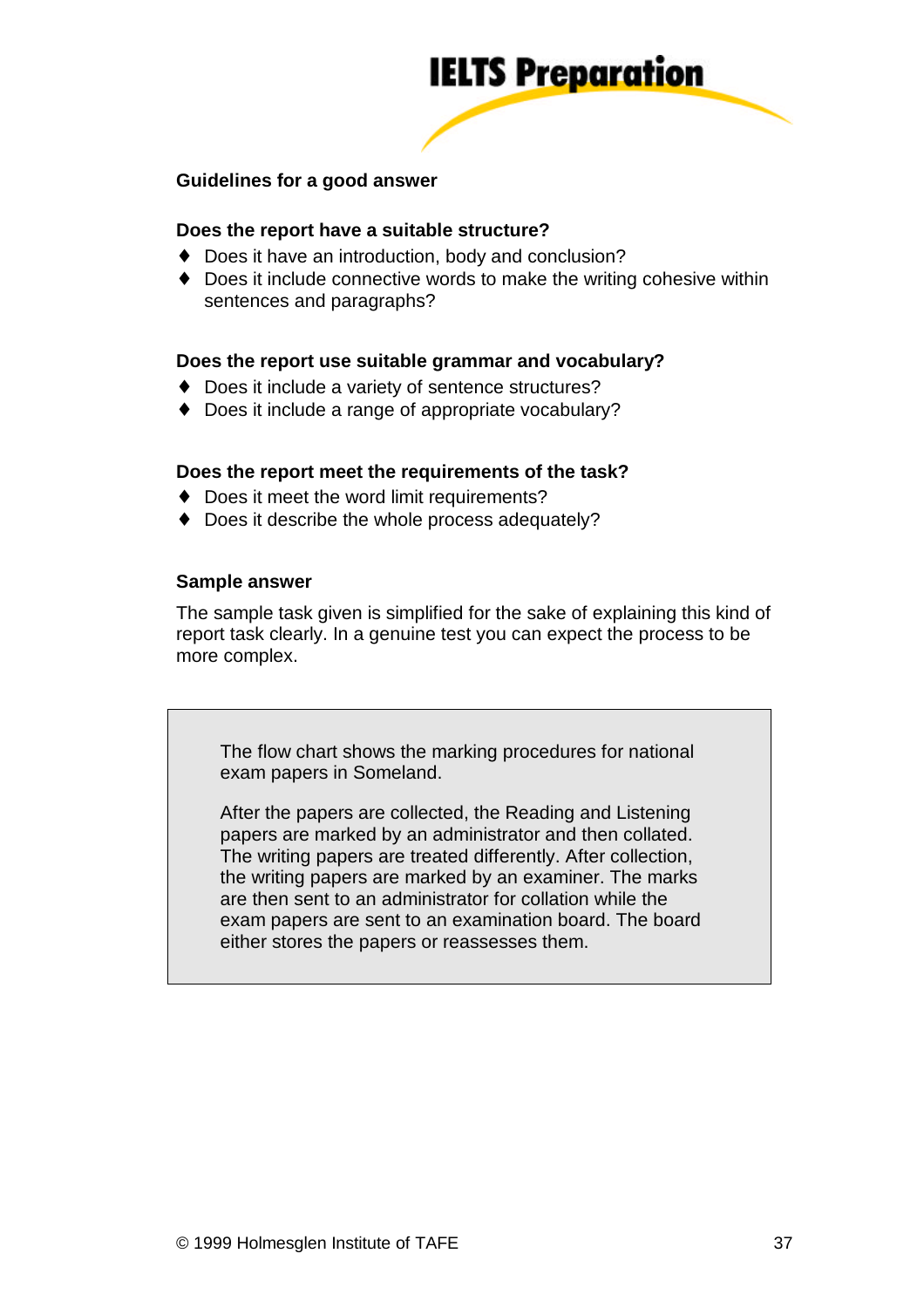### Guidelines for a good answer

**Does the report have a suitable structure?**

- Does it have an introduction, body and conclusion?
- Does it include connective words to make the writing cohesive within sentences and paragraphs?

**Does the report use suitable grammar and vocabulary?**

- Does it include a variety of sentence structures?
- Does it include a range of appropriate vocabulary?

**Does the report meet the requirements of the task?**

- Does it meet the word limit requirements?
- Does it describe the whole process adequately?

### Sample answer

The sample task given is simplified for the sake of explaining this kind of report task clearly. In a genuine test you can expect the process to be more complex.

> The flow chart shows the marking procedures for national exam papers in Someland.
>
> After the papers are collected, the Reading and Listening papers are marked by an administrator and then collated. The writing papers are treated differently. After collection, the writing papers are marked by an examiner. The marks are then sent to an administrator for collation while the exam papers are sent to an examination board. The board either stores the papers or reassesses them.

© 1999 Holmesglen Institute of TAFE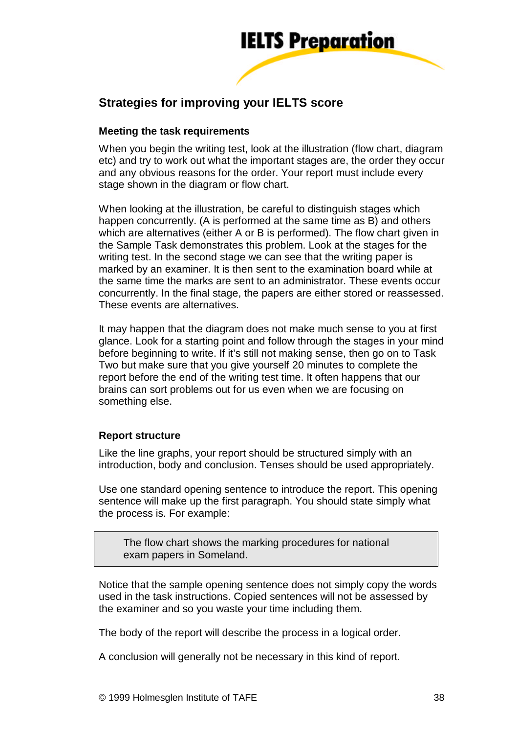## Strategies for improving your IELTS score

### Meeting the task requirements

When you begin the writing test, look at the illustration (flow chart, diagram etc) and try to work out what the important stages are, the order they occur and any obvious reasons for the order. Your report must include every stage shown in the diagram or flow chart.

When looking at the illustration, be careful to distinguish stages which happen concurrently. (A is performed at the same time as B) and others which are alternatives (either A or B is performed). The flow chart given in the Sample Task demonstrates this problem. Look at the stages for the writing test. In the second stage we can see that the writing paper is marked by an examiner. It is then sent to the examination board while at the same time the marks are sent to an administrator. These events occur concurrently. In the final stage, the papers are either stored or reassessed. These events are alternatives.

It may happen that the diagram does not make much sense to you at first glance. Look for a starting point and follow through the stages in your mind before beginning to write. If it's still not making sense, then go on to Task Two but make sure that you give yourself 20 minutes to complete the report before the end of the writing test time. It often happens that our brains can sort problems out for us even when we are focusing on something else.

### Report structure

Like the line graphs, your report should be structured simply with an introduction, body and conclusion. Tenses should be used appropriately.

Use one standard opening sentence to introduce the report. This opening sentence will make up the first paragraph. You should state simply what the process is. For example:

> The flow chart shows the marking procedures for national exam papers in Someland.

Notice that the sample opening sentence does not simply copy the words used in the task instructions. Copied sentences will not be assessed by the examiner and so you waste your time including them.

The body of the report will describe the process in a logical order.

A conclusion will generally not be necessary in this kind of report.

© 1999 Holmesglen Institute of TAFE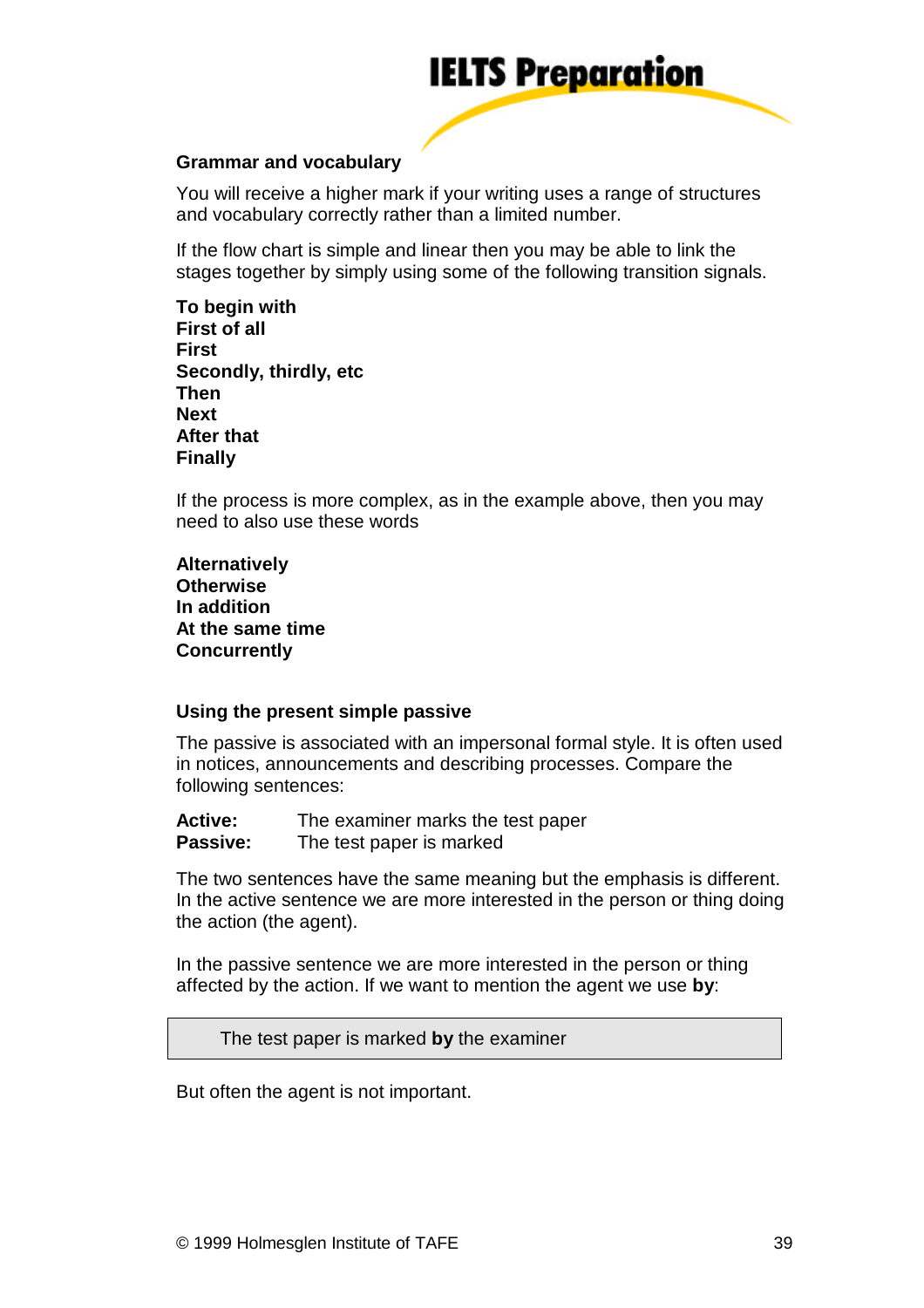## Grammar and vocabulary

You will receive a higher mark if your writing uses a range of structures and vocabulary correctly rather than a limited number.

If the flow chart is simple and linear then you may be able to link the stages together by simply using some of the following transition signals.

**To begin with**
**First of all**
**First**
**Secondly, thirdly, etc**
**Then**
**Next**
**After that**
**Finally**

If the process is more complex, as in the example above, then you may need to also use these words

**Alternatively**
**Otherwise**
**In addition**
**At the same time**
**Concurrently**

## Using the present simple passive

The passive is associated with an impersonal formal style. It is often used in notices, announcements and describing processes. Compare the following sentences:

**Active:** The examiner marks the test paper
**Passive:** The test paper is marked

The two sentences have the same meaning but the emphasis is different. In the active sentence we are more interested in the person or thing doing the action (the agent).

In the passive sentence we are more interested in the person or thing affected by the action. If we want to mention the agent we use **by**:

> The test paper is marked **by** the examiner

But often the agent is not important.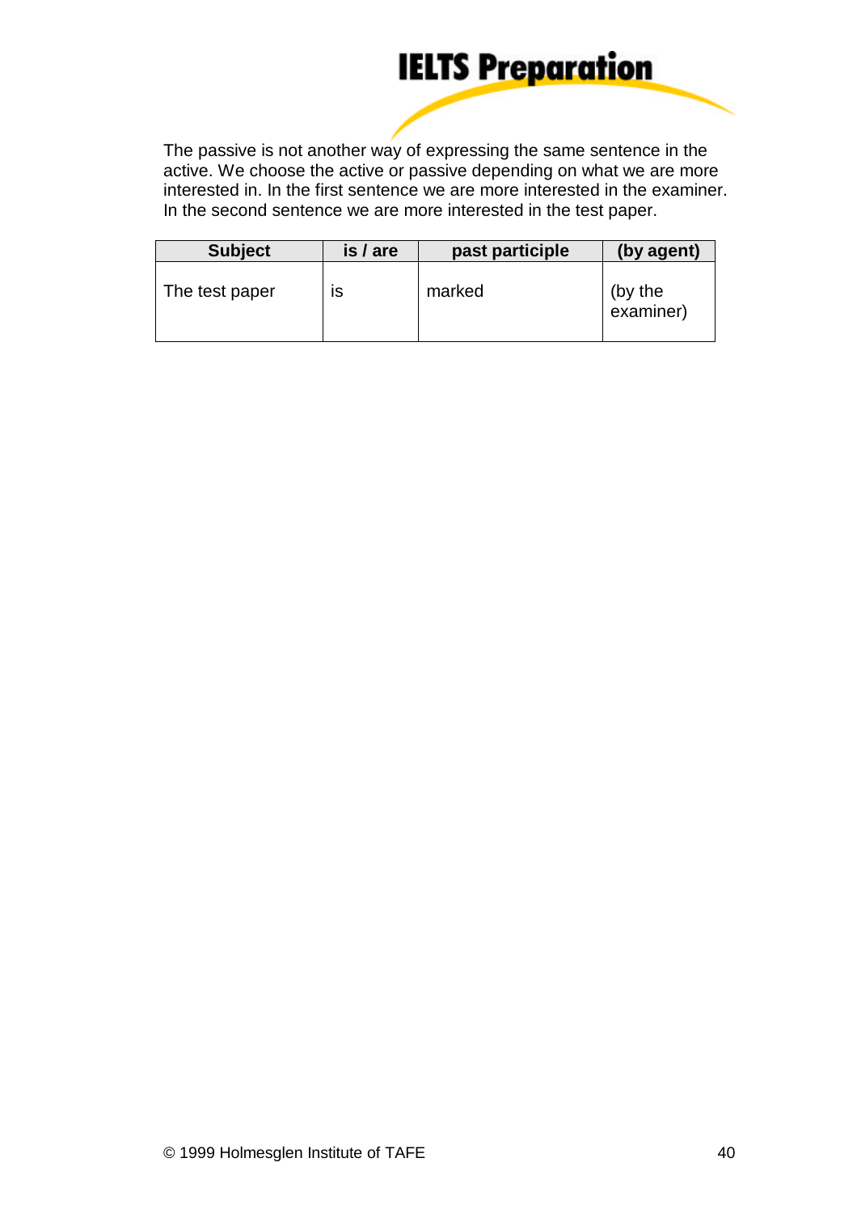The passive is not another way of expressing the same sentence in the active. We choose the active or passive depending on what we are more interested in. In the first sentence we are more interested in the examiner. In the second sentence we are more interested in the test paper.

| Subject | is / are | past participle | (by agent) |
|---|---|---|---|
| The test paper | is | marked | (by the examiner) |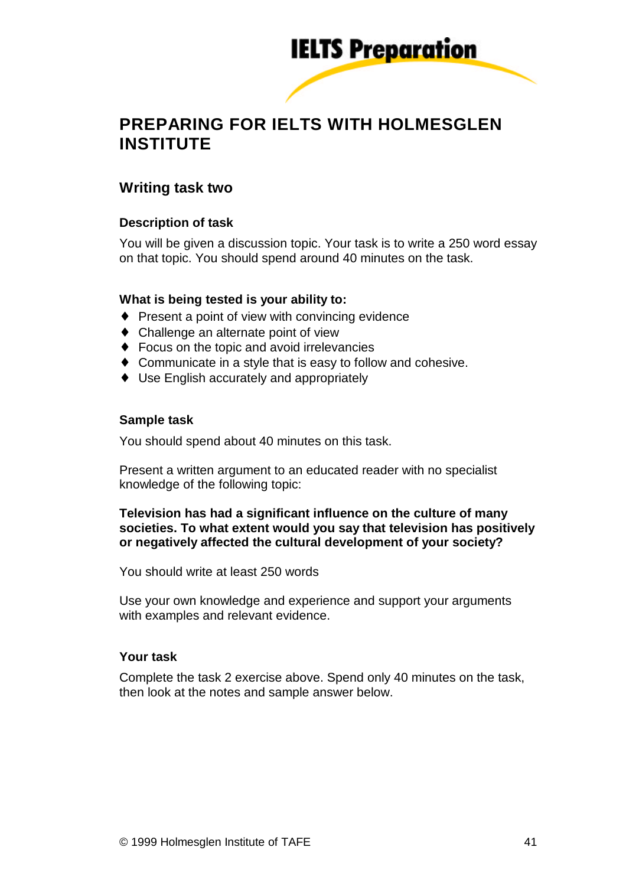# PREPARING FOR IELTS WITH HOLMESGLEN INSTITUTE

## Writing task two

### Description of task

You will be given a discussion topic. Your task is to write a 250 word essay on that topic. You should spend around 40 minutes on the task.

### What is being tested is your ability to:

- Present a point of view with convincing evidence
- Challenge an alternate point of view
- Focus on the topic and avoid irrelevancies
- Communicate in a style that is easy to follow and cohesive.
- Use English accurately and appropriately

### Sample task

You should spend about 40 minutes on this task.

Present a written argument to an educated reader with no specialist knowledge of the following topic:

**Television has had a significant influence on the culture of many societies. To what extent would you say that television has positively or negatively affected the cultural development of your society?**

You should write at least 250 words

Use your own knowledge and experience and support your arguments with examples and relevant evidence.

### Your task

Complete the task 2 exercise above. Spend only 40 minutes on the task, then look at the notes and sample answer below.

© 1999 Holmesglen Institute of TAFE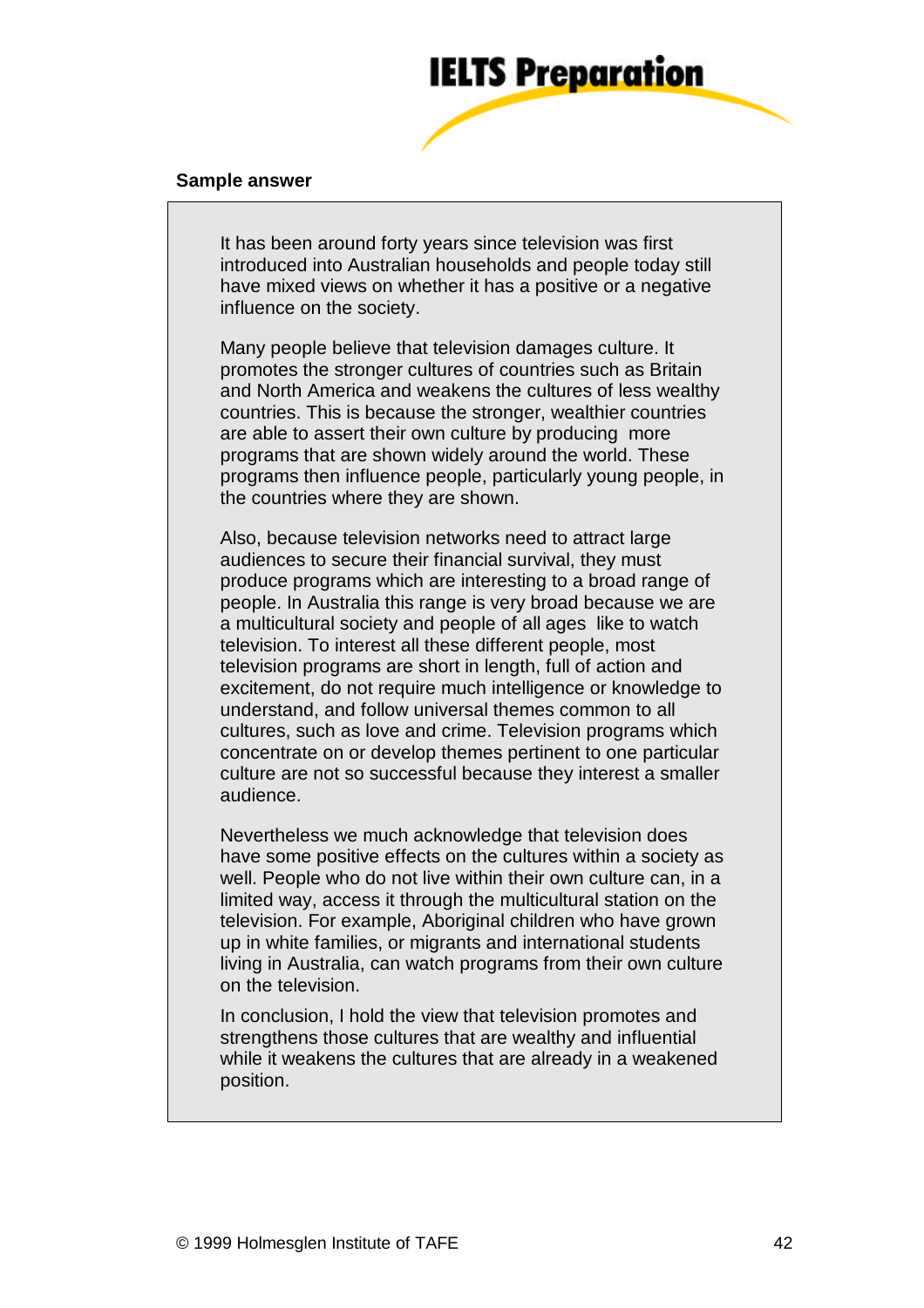**Sample answer**

It has been around forty years since television was first introduced into Australian households and people today still have mixed views on whether it has a positive or a negative influence on the society.

Many people believe that television damages culture. It promotes the stronger cultures of countries such as Britain and North America and weakens the cultures of less wealthy countries. This is because the stronger, wealthier countries are able to assert their own culture by producing more programs that are shown widely around the world. These programs then influence people, particularly young people, in the countries where they are shown.

Also, because television networks need to attract large audiences to secure their financial survival, they must produce programs which are interesting to a broad range of people. In Australia this range is very broad because we are a multicultural society and people of all ages like to watch television. To interest all these different people, most television programs are short in length, full of action and excitement, do not require much intelligence or knowledge to understand, and follow universal themes common to all cultures, such as love and crime. Television programs which concentrate on or develop themes pertinent to one particular culture are not so successful because they interest a smaller audience.

Nevertheless we much acknowledge that television does have some positive effects on the cultures within a society as well. People who do not live within their own culture can, in a limited way, access it through the multicultural station on the television. For example, Aboriginal children who have grown up in white families, or migrants and international students living in Australia, can watch programs from their own culture on the television.

In conclusion, I hold the view that television promotes and strengthens those cultures that are wealthy and influential while it weakens the cultures that are already in a weakened position.

© 1999 Holmesglen Institute of TAFE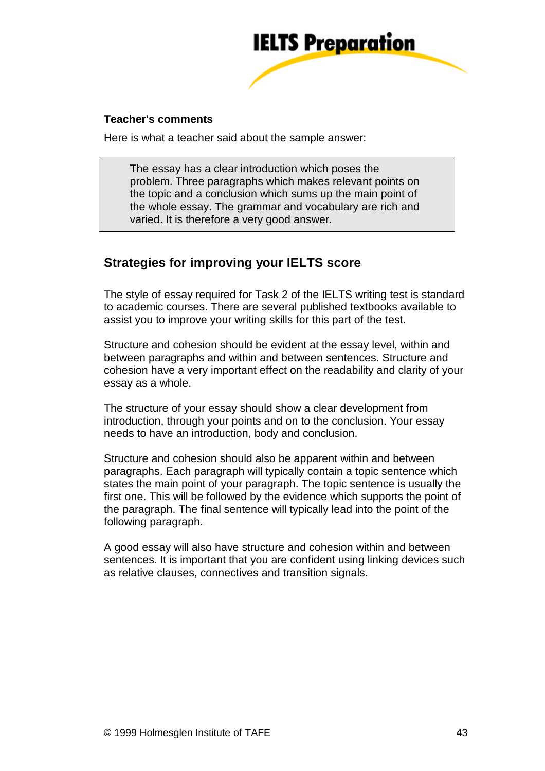**Teacher's comments**

Here is what a teacher said about the sample answer:

> The essay has a clear introduction which poses the problem. Three paragraphs which makes relevant points on the topic and a conclusion which sums up the main point of the whole essay. The grammar and vocabulary are rich and varied. It is therefore a very good answer.

## Strategies for improving your IELTS score

The style of essay required for Task 2 of the IELTS writing test is standard to academic courses. There are several published textbooks available to assist you to improve your writing skills for this part of the test.

Structure and cohesion should be evident at the essay level, within and between paragraphs and within and between sentences. Structure and cohesion have a very important effect on the readability and clarity of your essay as a whole.

The structure of your essay should show a clear development from introduction, through your points and on to the conclusion. Your essay needs to have an introduction, body and conclusion.

Structure and cohesion should also be apparent within and between paragraphs. Each paragraph will typically contain a topic sentence which states the main point of your paragraph. The topic sentence is usually the first one. This will be followed by the evidence which supports the point of the paragraph. The final sentence will typically lead into the point of the following paragraph.

A good essay will also have structure and cohesion within and between sentences. It is important that you are confident using linking devices such as relative clauses, connectives and transition signals.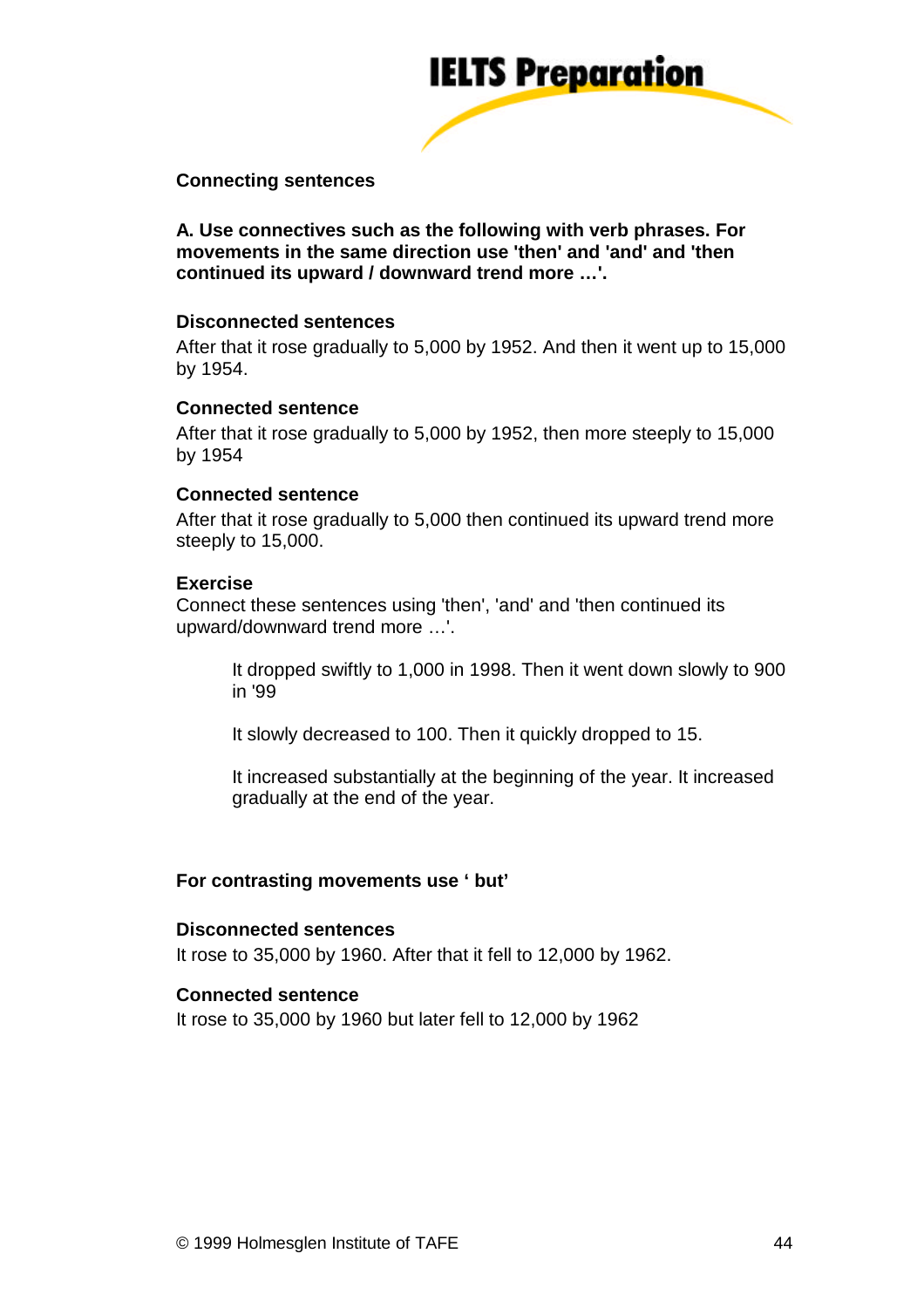## Connecting sentences

**A. Use connectives such as the following with verb phrases. For movements in the same direction use 'then' and 'and' and 'then continued its upward / downward trend more …'.**

**Disconnected sentences**

After that it rose gradually to 5,000 by 1952. And then it went up to 15,000 by 1954.

**Connected sentence**

After that it rose gradually to 5,000 by 1952, then more steeply to 15,000 by 1954

**Connected sentence**

After that it rose gradually to 5,000 then continued its upward trend more steeply to 15,000.

**Exercise**

Connect these sentences using 'then', 'and' and 'then continued its upward/downward trend more …'.

> It dropped swiftly to 1,000 in 1998. Then it went down slowly to 900 in '99
>
> It slowly decreased to 100. Then it quickly dropped to 15.
>
> It increased substantially at the beginning of the year. It increased gradually at the end of the year.

**For contrasting movements use ' but'**

**Disconnected sentences**

It rose to 35,000 by 1960. After that it fell to 12,000 by 1962.

**Connected sentence**

It rose to 35,000 by 1960 but later fell to 12,000 by 1962

© 1999 Holmesglen Institute of TAFE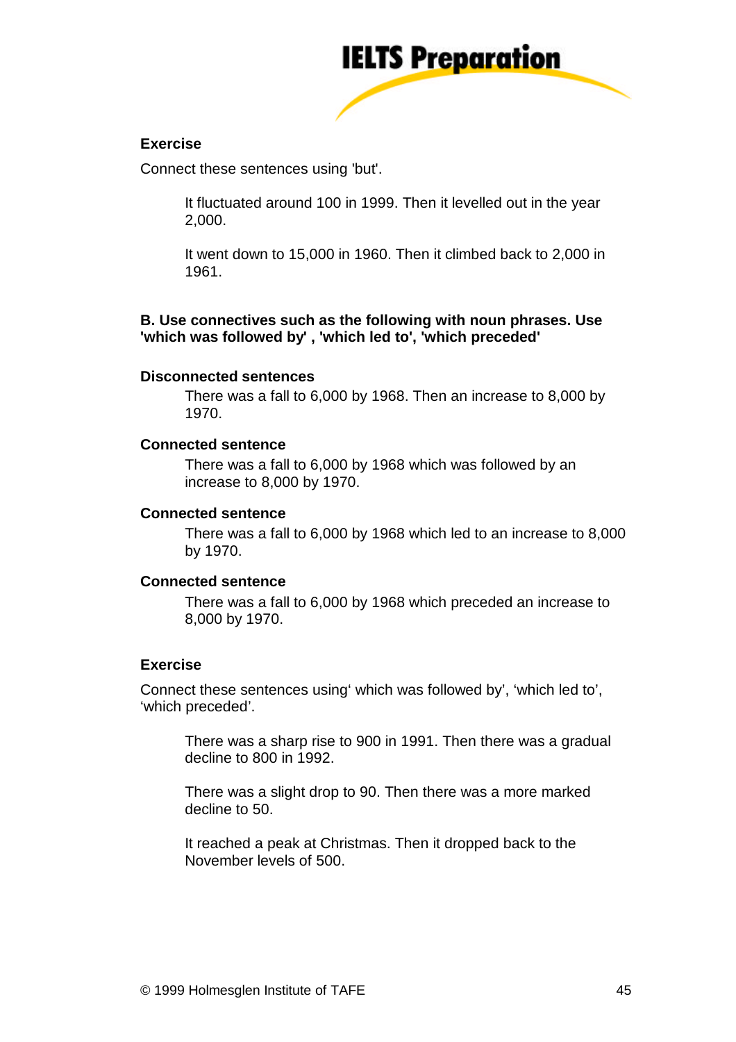**Exercise**

Connect these sentences using 'but'.

> It fluctuated around 100 in 1999. Then it levelled out in the year 2,000.
>
> It went down to 15,000 in 1960. Then it climbed back to 2,000 in 1961.

**B. Use connectives such as the following with noun phrases. Use 'which was followed by' , 'which led to', 'which preceded'**

**Disconnected sentences**

> There was a fall to 6,000 by 1968. Then an increase to 8,000 by 1970.

**Connected sentence**

> There was a fall to 6,000 by 1968 which was followed by an increase to 8,000 by 1970.

**Connected sentence**

> There was a fall to 6,000 by 1968 which led to an increase to 8,000 by 1970.

**Connected sentence**

> There was a fall to 6,000 by 1968 which preceded an increase to 8,000 by 1970.

**Exercise**

Connect these sentences using' which was followed by', 'which led to', 'which preceded'.

> There was a sharp rise to 900 in 1991. Then there was a gradual decline to 800 in 1992.
>
> There was a slight drop to 90. Then there was a more marked decline to 50.
>
> It reached a peak at Christmas. Then it dropped back to the November levels of 500.

© 1999 Holmesglen Institute of TAFE